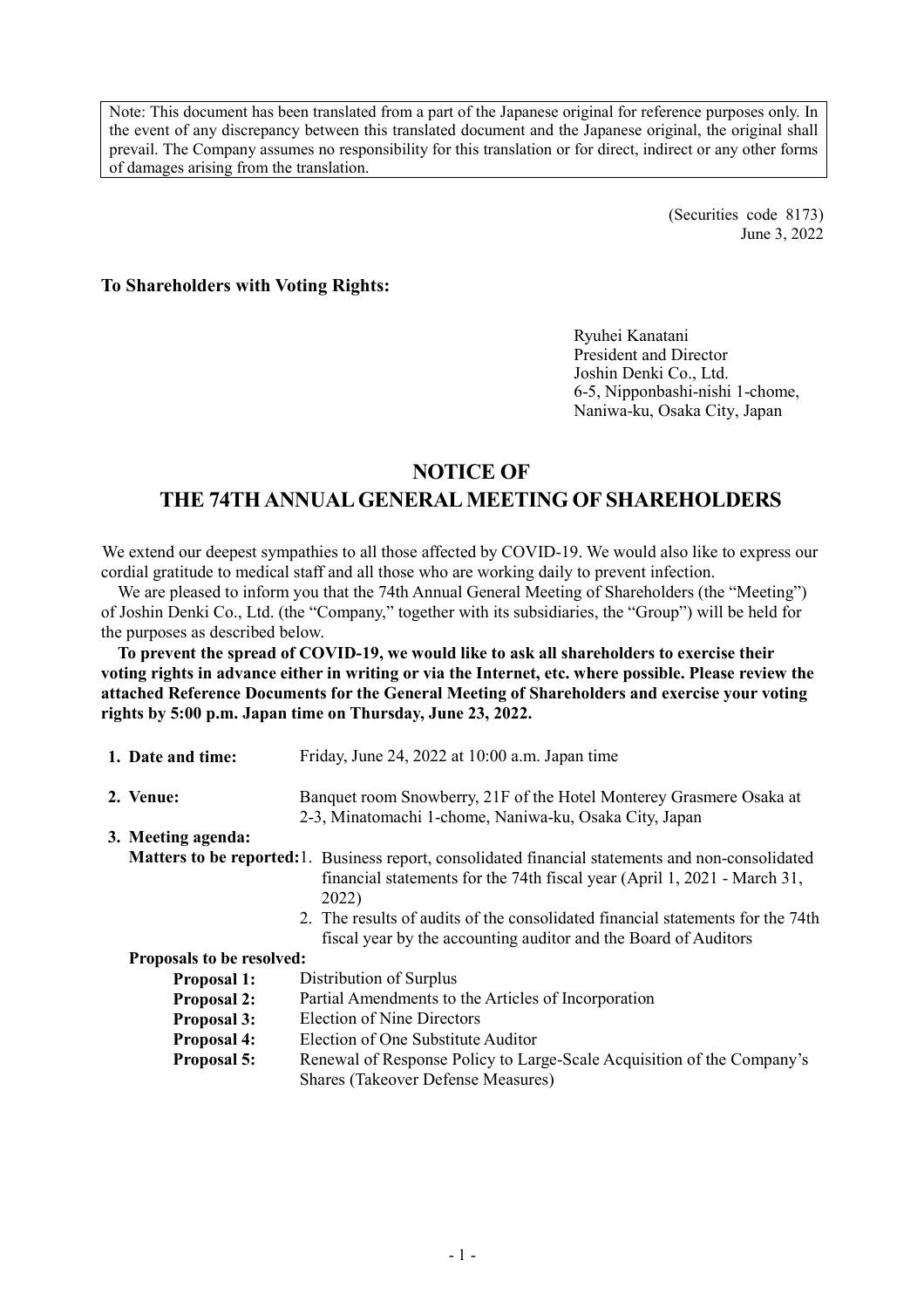Note: This document has been translated from a part of the Japanese original for reference purposes only. In the event of any discrepancy between this translated document and the Japanese original, the original shall prevail. The Company assumes no responsibility for this translation or for direct, indirect or any other forms of damages arising from the translation.

(Securities code 8173)
June 3, 2022

**To Shareholders with Voting Rights:**

Ryuhei Kanatani
President and Director
Joshin Denki Co., Ltd.
6-5, Nipponbashi-nishi 1-chome,
Naniwa-ku, Osaka City, Japan

# NOTICE OF THE 74TH ANNUAL GENERAL MEETING OF SHAREHOLDERS

We extend our deepest sympathies to all those affected by COVID-19. We would also like to express our cordial gratitude to medical staff and all those who are working daily to prevent infection.

We are pleased to inform you that the 74th Annual General Meeting of Shareholders (the "Meeting") of Joshin Denki Co., Ltd. (the "Company," together with its subsidiaries, the "Group") will be held for the purposes as described below.

**To prevent the spread of COVID-19, we would like to ask all shareholders to exercise their voting rights in advance either in writing or via the Internet, etc. where possible. Please review the attached Reference Documents for the General Meeting of Shareholders and exercise your voting rights by 5:00 p.m. Japan time on Thursday, June 23, 2022.**

**1. Date and time:** Friday, June 24, 2022 at 10:00 a.m. Japan time

**2. Venue:** Banquet room Snowberry, 21F of the Hotel Monterey Grasmere Osaka at 2-3, Minatomachi 1-chome, Naniwa-ku, Osaka City, Japan

**3. Meeting agenda:**

**Matters to be reported:**

1. Business report, consolidated financial statements and non-consolidated financial statements for the 74th fiscal year (April 1, 2021 - March 31, 2022)
2. The results of audits of the consolidated financial statements for the 74th fiscal year by the accounting auditor and the Board of Auditors

**Proposals to be resolved:**

- **Proposal 1:** Distribution of Surplus
- **Proposal 2:** Partial Amendments to the Articles of Incorporation
- **Proposal 3:** Election of Nine Directors
- **Proposal 4:** Election of One Substitute Auditor
- **Proposal 5:** Renewal of Response Policy to Large-Scale Acquisition of the Company's Shares (Takeover Defense Measures)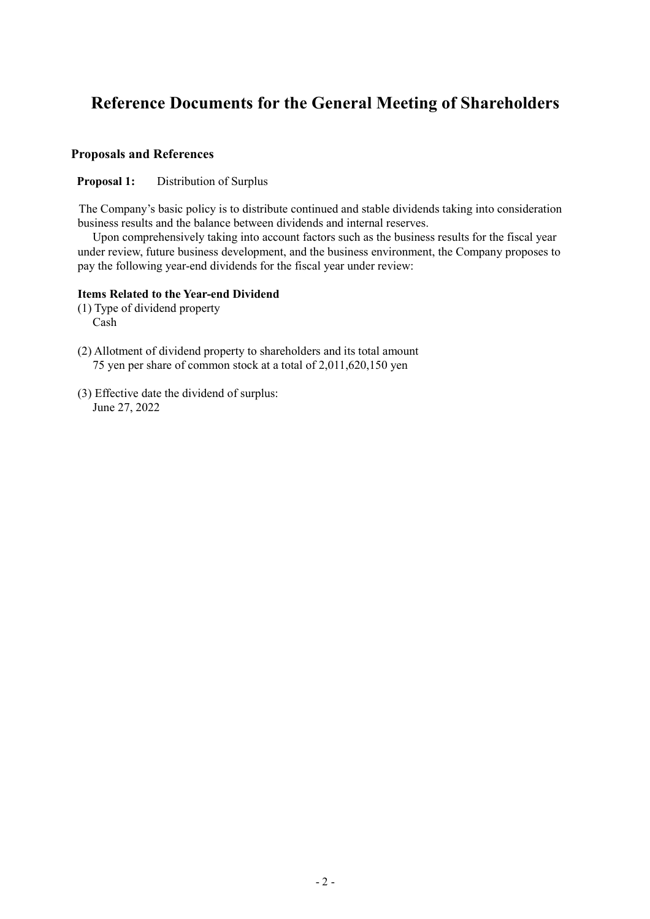# Reference Documents for the General Meeting of Shareholders

## Proposals and References

**Proposal 1:** Distribution of Surplus

The Company's basic policy is to distribute continued and stable dividends taking into consideration business results and the balance between dividends and internal reserves.

Upon comprehensively taking into account factors such as the business results for the fiscal year under review, future business development, and the business environment, the Company proposes to pay the following year-end dividends for the fiscal year under review:

**Items Related to the Year-end Dividend**

(1) Type of dividend property
Cash

(2) Allotment of dividend property to shareholders and its total amount
75 yen per share of common stock at a total of 2,011,620,150 yen

(3) Effective date the dividend of surplus:
June 27, 2022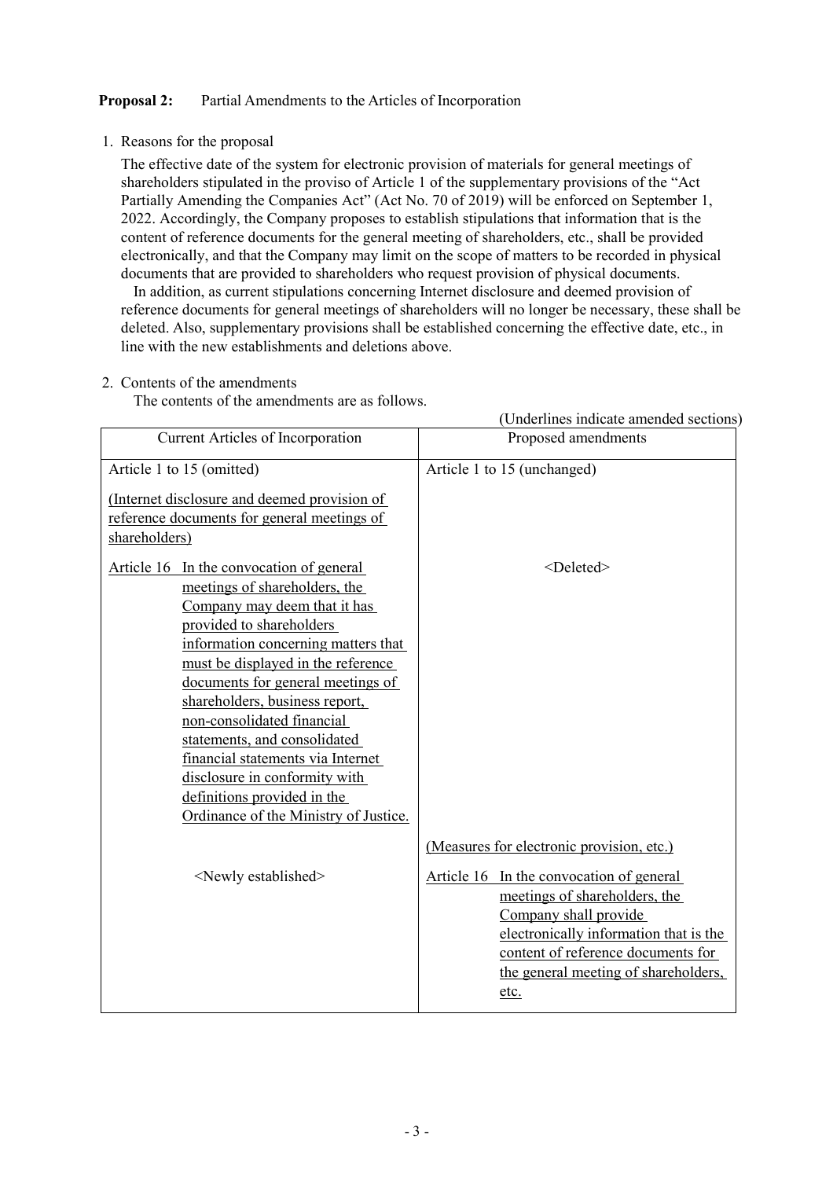**Proposal 2:** Partial Amendments to the Articles of Incorporation

1. Reasons for the proposal

   The effective date of the system for electronic provision of materials for general meetings of shareholders stipulated in the proviso of Article 1 of the supplementary provisions of the "Act Partially Amending the Companies Act" (Act No. 70 of 2019) will be enforced on September 1, 2022. Accordingly, the Company proposes to establish stipulations that information that is the content of reference documents for the general meeting of shareholders, etc., shall be provided electronically, and that the Company may limit on the scope of matters to be recorded in physical documents that are provided to shareholders who request provision of physical documents.

   In addition, as current stipulations concerning Internet disclosure and deemed provision of reference documents for general meetings of shareholders will no longer be necessary, these shall be deleted. Also, supplementary provisions shall be established concerning the effective date, etc., in line with the new establishments and deletions above.

2. Contents of the amendments

   The contents of the amendments are as follows.

(Underlines indicate amended sections)

| Current Articles of Incorporation | Proposed amendments |
|---|---|
| Article 1 to 15 (omitted) | Article 1 to 15 (unchanged) |
| <u>(Internet disclosure and deemed provision of reference documents for general meetings of shareholders)</u> | |
| <u>Article 16 In the convocation of general meetings of shareholders, the Company may deem that it has provided to shareholders information concerning matters that must be displayed in the reference documents for general meetings of shareholders, business report, non-consolidated financial statements, and consolidated financial statements via Internet disclosure in conformity with definitions provided in the Ordinance of the Ministry of Justice.</u> | <Deleted> |
| | <u>(Measures for electronic provision, etc.)</u> |
| <Newly established> | <u>Article 16 In the convocation of general meetings of shareholders, the Company shall provide electronically information that is the content of reference documents for the general meeting of shareholders, etc.</u> |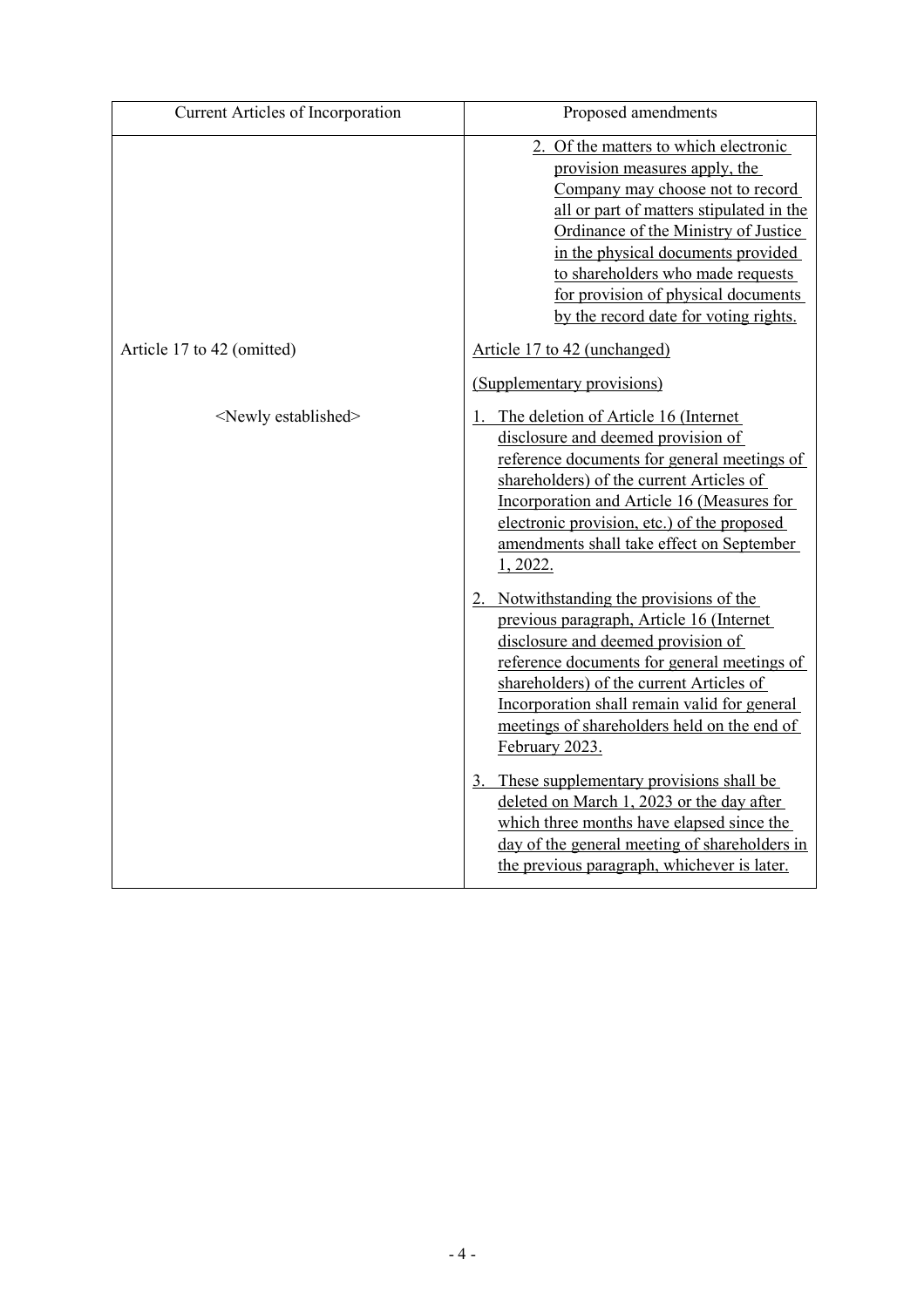| Current Articles of Incorporation | Proposed amendments |
|---|---|
| | 2. Of the matters to which electronic provision measures apply, the Company may choose not to record all or part of matters stipulated in the Ordinance of the Ministry of Justice in the physical documents provided to shareholders who made requests for provision of physical documents by the record date for voting rights. |
| Article 17 to 42 (omitted) | Article 17 to 42 (unchanged) |
| | (Supplementary provisions) |
| <Newly established> | 1. The deletion of Article 16 (Internet disclosure and deemed provision of reference documents for general meetings of shareholders) of the current Articles of Incorporation and Article 16 (Measures for electronic provision, etc.) of the proposed amendments shall take effect on September 1, 2022. |
| | 2. Notwithstanding the provisions of the previous paragraph, Article 16 (Internet disclosure and deemed provision of reference documents for general meetings of shareholders) of the current Articles of Incorporation shall remain valid for general meetings of shareholders held on the end of February 2023. |
| | 3. These supplementary provisions shall be deleted on March 1, 2023 or the day after which three months have elapsed since the day of the general meeting of shareholders in the previous paragraph, whichever is later. |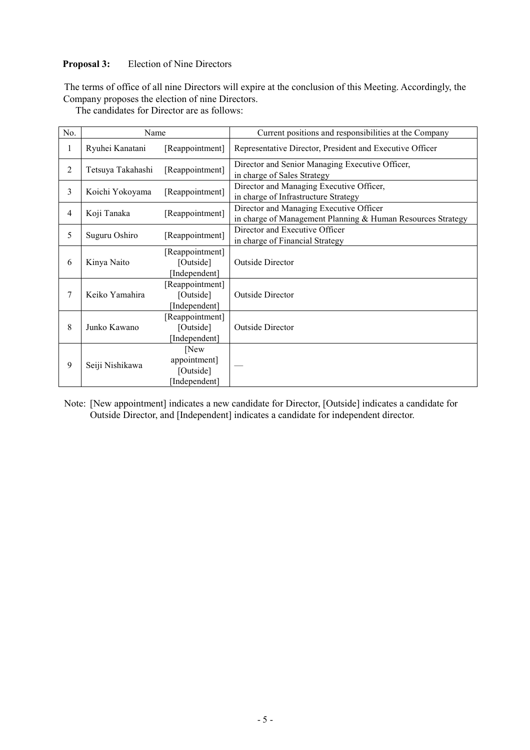**Proposal 3:** Election of Nine Directors

The terms of office of all nine Directors will expire at the conclusion of this Meeting. Accordingly, the Company proposes the election of nine Directors.

The candidates for Director are as follows:

| No. | Name | | Current positions and responsibilities at the Company |
|---|---|---|---|
| 1 | Ryuhei Kanatani | [Reappointment] | Representative Director, President and Executive Officer |
| 2 | Tetsuya Takahashi | [Reappointment] | Director and Senior Managing Executive Officer, in charge of Sales Strategy |
| 3 | Koichi Yokoyama | [Reappointment] | Director and Managing Executive Officer, in charge of Infrastructure Strategy |
| 4 | Koji Tanaka | [Reappointment] | Director and Managing Executive Officer in charge of Management Planning & Human Resources Strategy |
| 5 | Suguru Oshiro | [Reappointment] | Director and Executive Officer in charge of Financial Strategy |
| 6 | Kinya Naito | [Reappointment] [Outside] [Independent] | Outside Director |
| 7 | Keiko Yamahira | [Reappointment] [Outside] [Independent] | Outside Director |
| 8 | Junko Kawano | [Reappointment] [Outside] [Independent] | Outside Director |
| 9 | Seiji Nishikawa | [New appointment] [Outside] [Independent] | — |

Note: [New appointment] indicates a new candidate for Director, [Outside] indicates a candidate for Outside Director, and [Independent] indicates a candidate for independent director.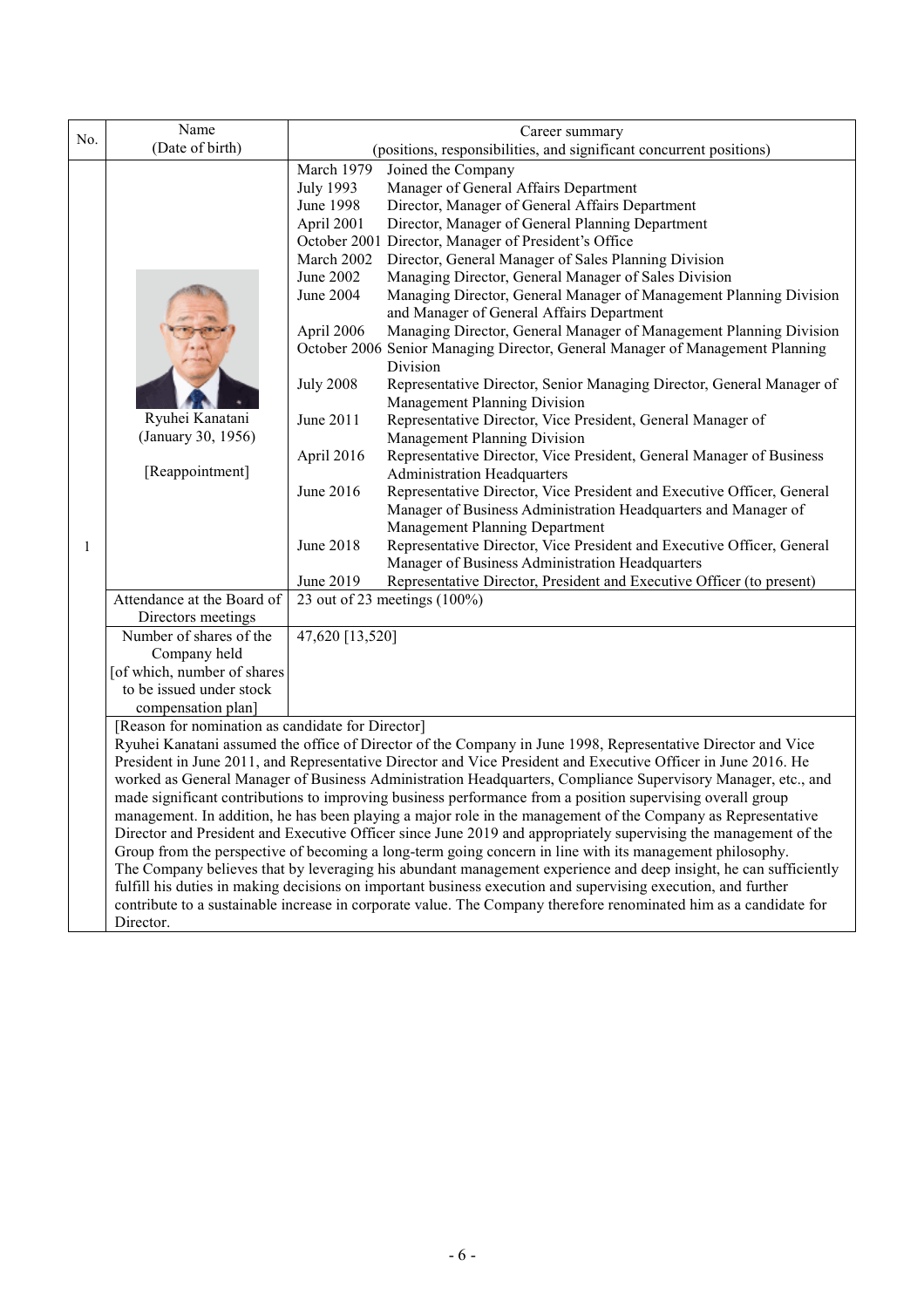| No. | Name (Date of birth) | Career summary (positions, responsibilities, and significant concurrent positions) | |
|---|---|---|---|
| 1 | Ryuhei Kanatani (January 30, 1956) [Reappointment] | March 1979 | Joined the Company |
| | | July 1993 | Manager of General Affairs Department |
| | | June 1998 | Director, Manager of General Affairs Department |
| | | April 2001 | Director, Manager of General Planning Department |
| | | October 2001 | Director, Manager of President's Office |
| | | March 2002 | Director, General Manager of Sales Planning Division |
| | | June 2002 | Managing Director, General Manager of Sales Division |
| | | June 2004 | Managing Director, General Manager of Management Planning Division and Manager of General Affairs Department |
| | | April 2006 | Managing Director, General Manager of Management Planning Division |
| | | October 2006 | Senior Managing Director, General Manager of Management Planning Division |
| | | July 2008 | Representative Director, Senior Managing Director, General Manager of Management Planning Division |
| | | June 2011 | Representative Director, Vice President, General Manager of Management Planning Division |
| | | April 2016 | Representative Director, Vice President, General Manager of Business Administration Headquarters |
| | | June 2016 | Representative Director, Vice President and Executive Officer, General Manager of Business Administration Headquarters and Manager of Management Planning Department |
| | | June 2018 | Representative Director, Vice President and Executive Officer, General Manager of Business Administration Headquarters |
| | | June 2019 | Representative Director, President and Executive Officer (to present) |
| | Attendance at the Board of Directors meetings | 23 out of 23 meetings (100%) | |
| | Number of shares of the Company held [of which, number of shares to be issued under stock compensation plan] | 47,620 [13,520] | |

[Reason for nomination as candidate for Director]

Ryuhei Kanatani assumed the office of Director of the Company in June 1998, Representative Director and Vice President in June 2011, and Representative Director and Vice President and Executive Officer in June 2016. He worked as General Manager of Business Administration Headquarters, Compliance Supervisory Manager, etc., and made significant contributions to improving business performance from a position supervising overall group management. In addition, he has been playing a major role in the management of the Company as Representative Director and President and Executive Officer since June 2019 and appropriately supervising the management of the Group from the perspective of becoming a long-term going concern in line with its management philosophy.
The Company believes that by leveraging his abundant management experience and deep insight, he can sufficiently fulfill his duties in making decisions on important business execution and supervising execution, and further contribute to a sustainable increase in corporate value. The Company therefore renominated him as a candidate for Director.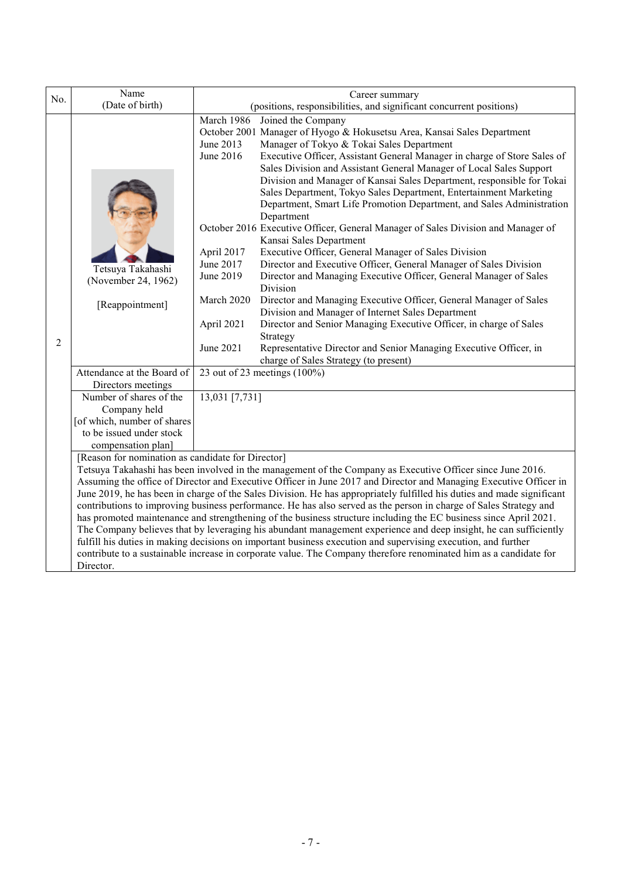| No. | Name (Date of birth) | Career summary (positions, responsibilities, and significant concurrent positions) |
|---|---|---|
| 2 | Tetsuya Takahashi (November 24, 1962) [Reappointment] | March 1986 Joined the Company<br>October 2001 Manager of Hyogo & Hokusetsu Area, Kansai Sales Department<br>June 2013 Manager of Tokyo & Tokai Sales Department<br>June 2016 Executive Officer, Assistant General Manager in charge of Store Sales of Sales Division and Assistant General Manager of Local Sales Support Division and Manager of Kansai Sales Department, responsible for Tokai Sales Department, Tokyo Sales Department, Entertainment Marketing Department, Smart Life Promotion Department, and Sales Administration Department<br>October 2016 Executive Officer, General Manager of Sales Division and Manager of Kansai Sales Department<br>April 2017 Executive Officer, General Manager of Sales Division<br>June 2017 Director and Executive Officer, General Manager of Sales Division<br>June 2019 Director and Managing Executive Officer, General Manager of Sales Division<br>March 2020 Director and Managing Executive Officer, General Manager of Sales Division and Manager of Internet Sales Department<br>April 2021 Director and Senior Managing Executive Officer, in charge of Sales Strategy<br>June 2021 Representative Director and Senior Managing Executive Officer, in charge of Sales Strategy (to present) |
| | Attendance at the Board of Directors meetings | 23 out of 23 meetings (100%) |
| | Number of shares of the Company held [of which, number of shares to be issued under stock compensation plan] | 13,031 [7,731] |

[Reason for nomination as candidate for Director]
Tetsuya Takahashi has been involved in the management of the Company as Executive Officer since June 2016. Assuming the office of Director and Executive Officer in June 2017 and Director and Managing Executive Officer in June 2019, he has been in charge of the Sales Division. He has appropriately fulfilled his duties and made significant contributions to improving business performance. He has also served as the person in charge of Sales Strategy and has promoted maintenance and strengthening of the business structure including the EC business since April 2021. The Company believes that by leveraging his abundant management experience and deep insight, he can sufficiently fulfill his duties in making decisions on important business execution and supervising execution, and further contribute to a sustainable increase in corporate value. The Company therefore renominated him as a candidate for Director.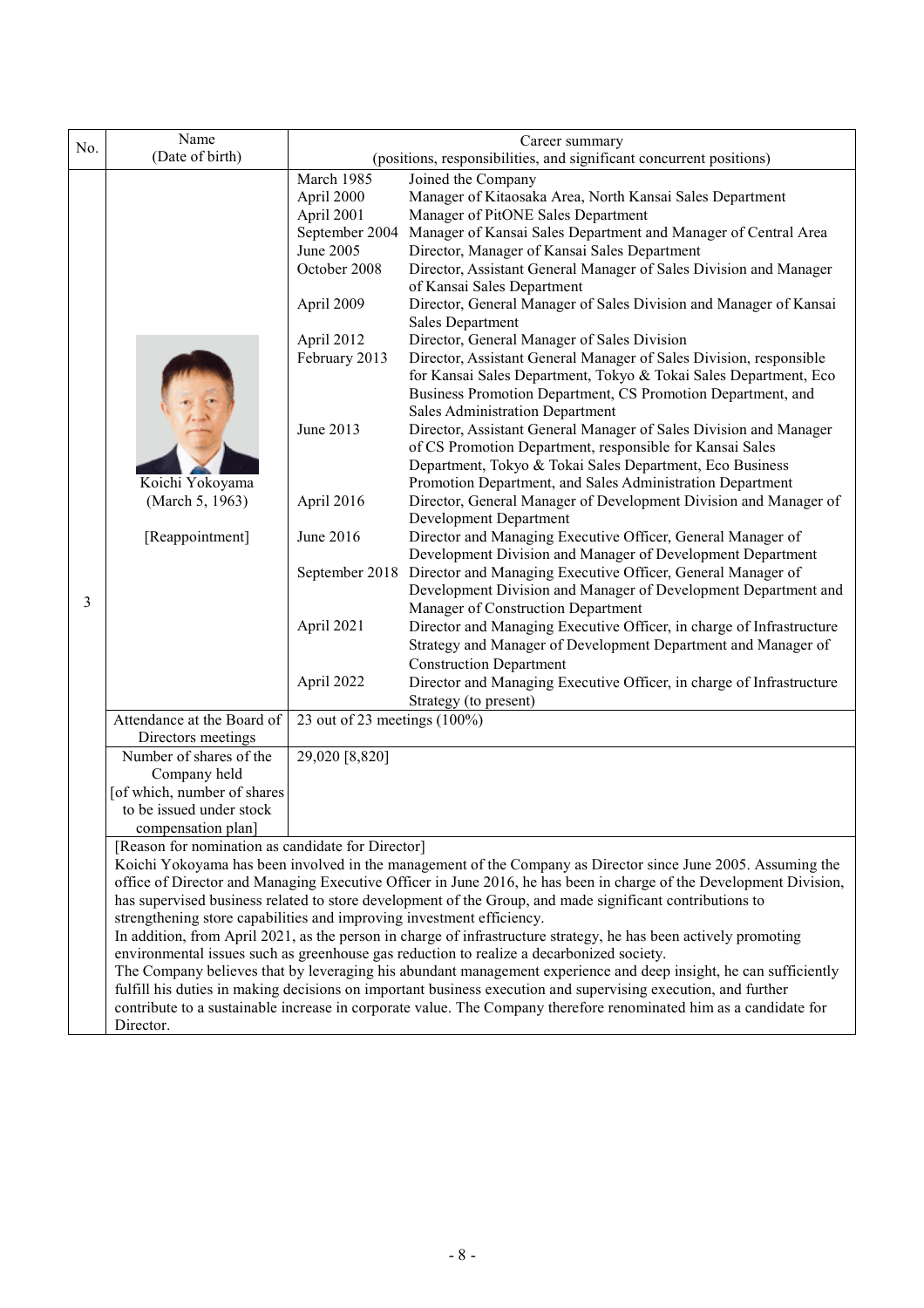| No. | Name<br>(Date of birth) | Career summary<br>(positions, responsibilities, and significant concurrent positions) | |
|---|---|---|---|
| 3 | Koichi Yokoyama<br>(March 5, 1963)<br><br>[Reappointment] | March 1985 | Joined the Company |
| | | April 2000 | Manager of Kitaosaka Area, North Kansai Sales Department |
| | | April 2001 | Manager of PitONE Sales Department |
| | | September 2004 | Manager of Kansai Sales Department and Manager of Central Area |
| | | June 2005 | Director, Manager of Kansai Sales Department |
| | | October 2008 | Director, Assistant General Manager of Sales Division and Manager of Kansai Sales Department |
| | | April 2009 | Director, General Manager of Sales Division and Manager of Kansai Sales Department |
| | | April 2012 | Director, General Manager of Sales Division |
| | | February 2013 | Director, Assistant General Manager of Sales Division, responsible for Kansai Sales Department, Tokyo & Tokai Sales Department, Eco Business Promotion Department, CS Promotion Department, and Sales Administration Department |
| | | June 2013 | Director, Assistant General Manager of Sales Division and Manager of CS Promotion Department, responsible for Kansai Sales Department, Tokyo & Tokai Sales Department, Eco Business Promotion Department, and Sales Administration Department |
| | | April 2016 | Director, General Manager of Development Division and Manager of Development Department |
| | | June 2016 | Director and Managing Executive Officer, General Manager of Development Division and Manager of Development Department |
| | | September 2018 | Director and Managing Executive Officer, General Manager of Development Division and Manager of Development Department and Manager of Construction Department |
| | | April 2021 | Director and Managing Executive Officer, in charge of Infrastructure Strategy and Manager of Development Department and Manager of Construction Department |
| | | April 2022 | Director and Managing Executive Officer, in charge of Infrastructure Strategy (to present) |
| | Attendance at the Board of Directors meetings | 23 out of 23 meetings (100%) | |
| | Number of shares of the Company held [of which, number of shares to be issued under stock compensation plan] | 29,020 [8,820] | |

[Reason for nomination as candidate for Director]

Koichi Yokoyama has been involved in the management of the Company as Director since June 2005. Assuming the office of Director and Managing Executive Officer in June 2016, he has been in charge of the Development Division, has supervised business related to store development of the Group, and made significant contributions to strengthening store capabilities and improving investment efficiency.

In addition, from April 2021, as the person in charge of infrastructure strategy, he has been actively promoting environmental issues such as greenhouse gas reduction to realize a decarbonized society.

The Company believes that by leveraging his abundant management experience and deep insight, he can sufficiently fulfill his duties in making decisions on important business execution and supervising execution, and further contribute to a sustainable increase in corporate value. The Company therefore renominated him as a candidate for Director.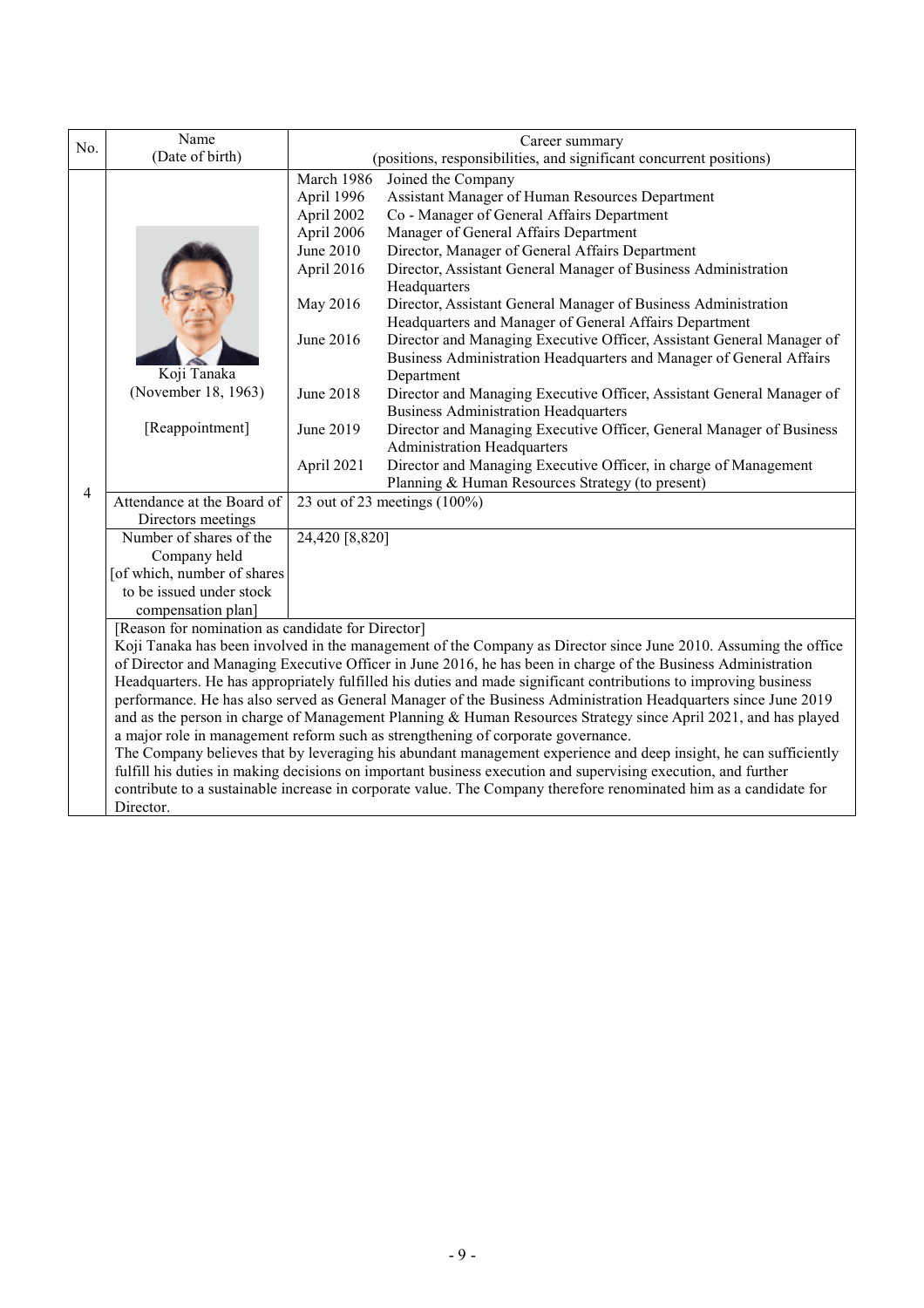| No. | Name (Date of birth) | Career summary (positions, responsibilities, and significant concurrent positions) |
|---|---|---|
| 4 | Koji Tanaka (November 18, 1963) [Reappointment] | March 1986 Joined the Company<br>April 1996 Assistant Manager of Human Resources Department<br>April 2002 Co - Manager of General Affairs Department<br>April 2006 Manager of General Affairs Department<br>June 2010 Director, Manager of General Affairs Department<br>April 2016 Director, Assistant General Manager of Business Administration Headquarters<br>May 2016 Director, Assistant General Manager of Business Administration Headquarters and Manager of General Affairs Department<br>June 2016 Director and Managing Executive Officer, Assistant General Manager of Business Administration Headquarters and Manager of General Affairs Department<br>June 2018 Director and Managing Executive Officer, Assistant General Manager of Business Administration Headquarters<br>June 2019 Director and Managing Executive Officer, General Manager of Business Administration Headquarters<br>April 2021 Director and Managing Executive Officer, in charge of Management Planning & Human Resources Strategy (to present) |
| | Attendance at the Board of Directors meetings | 23 out of 23 meetings (100%) |
| | Number of shares of the Company held [of which, number of shares to be issued under stock compensation plan] | 24,420 [8,820] |

[Reason for nomination as candidate for Director]

Koji Tanaka has been involved in the management of the Company as Director since June 2010. Assuming the office of Director and Managing Executive Officer in June 2016, he has been in charge of the Business Administration Headquarters. He has appropriately fulfilled his duties and made significant contributions to improving business performance. He has also served as General Manager of the Business Administration Headquarters since June 2019 and as the person in charge of Management Planning & Human Resources Strategy since April 2021, and has played a major role in management reform such as strengthening of corporate governance.

The Company believes that by leveraging his abundant management experience and deep insight, he can sufficiently fulfill his duties in making decisions on important business execution and supervising execution, and further contribute to a sustainable increase in corporate value. The Company therefore renominated him as a candidate for Director.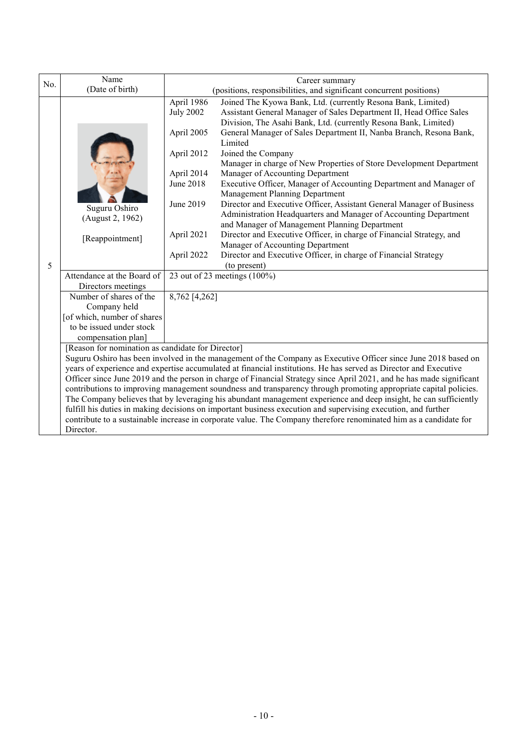| No. | Name (Date of birth) | Career summary (positions, responsibilities, and significant concurrent positions) |
|---|---|---|
| 5 | Suguru Oshiro (August 2, 1962) [Reappointment] | April 1986 Joined The Kyowa Bank, Ltd. (currently Resona Bank, Limited)<br>July 2002 Assistant General Manager of Sales Department II, Head Office Sales Division, The Asahi Bank, Ltd. (currently Resona Bank, Limited)<br>April 2005 General Manager of Sales Department II, Nanba Branch, Resona Bank, Limited<br>April 2012 Joined the Company<br>Manager in charge of New Properties of Store Development Department<br>April 2014 Manager of Accounting Department<br>June 2018 Executive Officer, Manager of Accounting Department and Manager of Management Planning Department<br>June 2019 Director and Executive Officer, Assistant General Manager of Business Administration Headquarters and Manager of Accounting Department and Manager of Management Planning Department<br>April 2021 Director and Executive Officer, in charge of Financial Strategy, and Manager of Accounting Department<br>April 2022 Director and Executive Officer, in charge of Financial Strategy (to present) |
| | Attendance at the Board of Directors meetings | 23 out of 23 meetings (100%) |
| | Number of shares of the Company held [of which, number of shares to be issued under stock compensation plan] | 8,762 [4,262] |

[Reason for nomination as candidate for Director]
Suguru Oshiro has been involved in the management of the Company as Executive Officer since June 2018 based on years of experience and expertise accumulated at financial institutions. He has served as Director and Executive Officer since June 2019 and the person in charge of Financial Strategy since April 2021, and he has made significant contributions to improving management soundness and transparency through promoting appropriate capital policies. The Company believes that by leveraging his abundant management experience and deep insight, he can sufficiently fulfill his duties in making decisions on important business execution and supervising execution, and further contribute to a sustainable increase in corporate value. The Company therefore renominated him as a candidate for Director.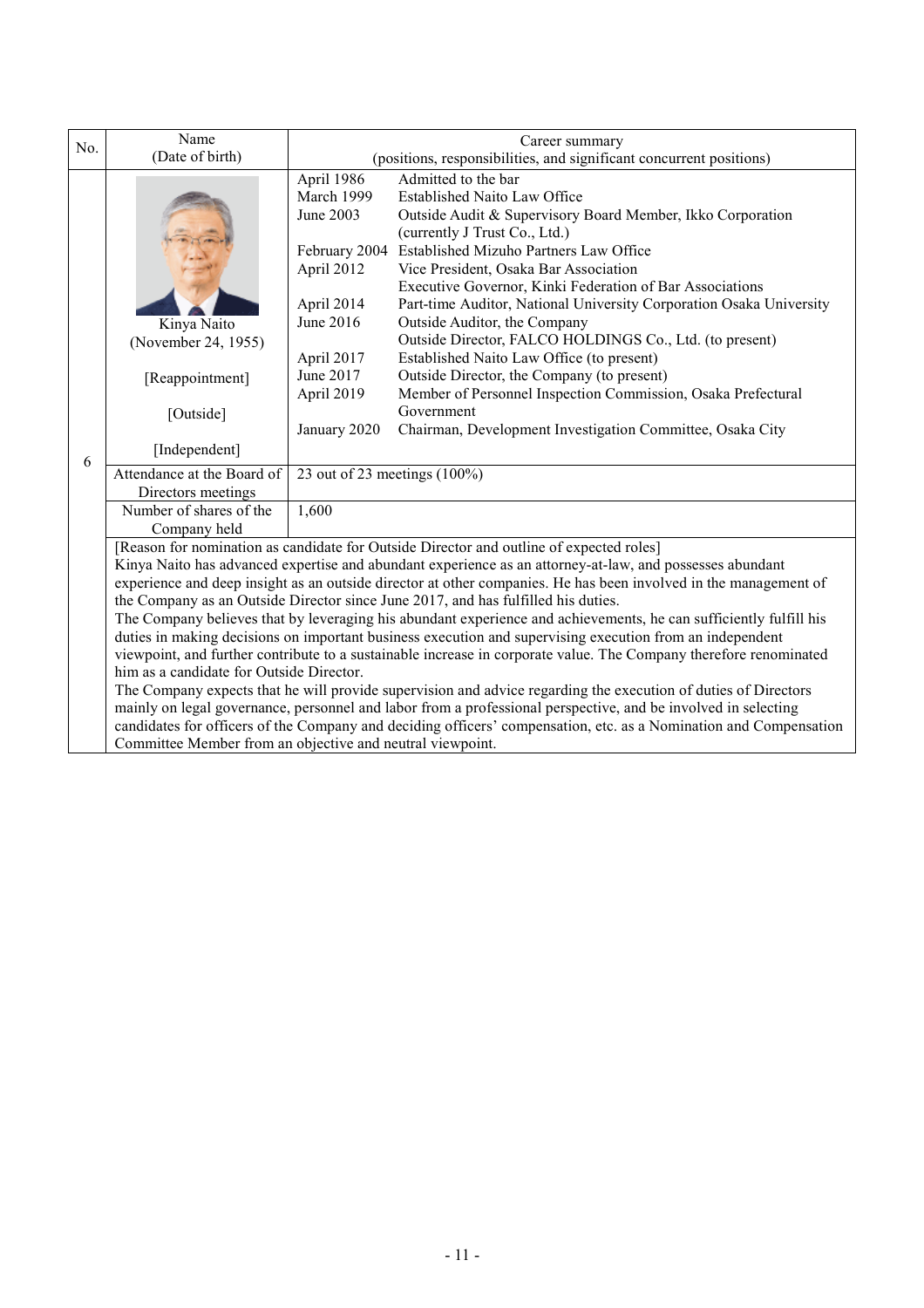| No. | Name (Date of birth) | Career summary (positions, responsibilities, and significant concurrent positions) |
|---|---|---|
| 6 | Kinya Naito (November 24, 1955) [Reappointment] [Outside] [Independent] | April 1986 Admitted to the bar<br>March 1999 Established Naito Law Office<br>June 2003 Outside Audit & Supervisory Board Member, Ikko Corporation (currently J Trust Co., Ltd.)<br>February 2004 Established Mizuho Partners Law Office<br>April 2012 Vice President, Osaka Bar Association<br>Executive Governor, Kinki Federation of Bar Associations<br>April 2014 Part-time Auditor, National University Corporation Osaka University<br>June 2016 Outside Auditor, the Company<br>Outside Director, FALCO HOLDINGS Co., Ltd. (to present)<br>April 2017 Established Naito Law Office (to present)<br>June 2017 Outside Director, the Company (to present)<br>April 2019 Member of Personnel Inspection Commission, Osaka Prefectural Government<br>January 2020 Chairman, Development Investigation Committee, Osaka City |
| | Attendance at the Board of Directors meetings | 23 out of 23 meetings (100%) |
| | Number of shares of the Company held | 1,600 |

[Reason for nomination as candidate for Outside Director and outline of expected roles]

Kinya Naito has advanced expertise and abundant experience as an attorney-at-law, and possesses abundant experience and deep insight as an outside director at other companies. He has been involved in the management of the Company as an Outside Director since June 2017, and has fulfilled his duties.

The Company believes that by leveraging his abundant experience and achievements, he can sufficiently fulfill his duties in making decisions on important business execution and supervising execution from an independent viewpoint, and further contribute to a sustainable increase in corporate value. The Company therefore renominated him as a candidate for Outside Director.

The Company expects that he will provide supervision and advice regarding the execution of duties of Directors mainly on legal governance, personnel and labor from a professional perspective, and be involved in selecting candidates for officers of the Company and deciding officers' compensation, etc. as a Nomination and Compensation Committee Member from an objective and neutral viewpoint.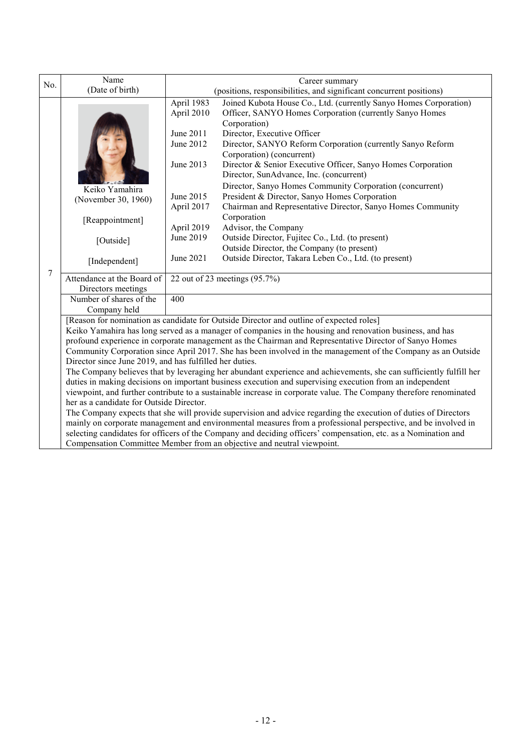| No. | Name (Date of birth) | Career summary (positions, responsibilities, and significant concurrent positions) |
|---|---|---|
| 7 | Keiko Yamahira (November 30, 1960) [Reappointment] [Outside] [Independent] | April 1983 Joined Kubota House Co., Ltd. (currently Sanyo Homes Corporation)<br>April 2010 Officer, SANYO Homes Corporation (currently Sanyo Homes Corporation)<br>June 2011 Director, Executive Officer<br>June 2012 Director, SANYO Reform Corporation (currently Sanyo Reform Corporation) (concurrent)<br>June 2013 Director & Senior Executive Officer, Sanyo Homes Corporation<br>Director, SunAdvance, Inc. (concurrent)<br>Director, Sanyo Homes Community Corporation (concurrent)<br>June 2015 President & Director, Sanyo Homes Corporation<br>April 2017 Chairman and Representative Director, Sanyo Homes Community Corporation<br>April 2019 Advisor, the Company<br>June 2019 Outside Director, Fujitec Co., Ltd. (to present)<br>Outside Director, the Company (to present)<br>June 2021 Outside Director, Takara Leben Co., Ltd. (to present) |
| | Attendance at the Board of Directors meetings | 22 out of 23 meetings (95.7%) |
| | Number of shares of the Company held | 400 |

[Reason for nomination as candidate for Outside Director and outline of expected roles]

Keiko Yamahira has long served as a manager of companies in the housing and renovation business, and has profound experience in corporate management as the Chairman and Representative Director of Sanyo Homes Community Corporation since April 2017. She has been involved in the management of the Company as an Outside Director since June 2019, and has fulfilled her duties.

The Company believes that by leveraging her abundant experience and achievements, she can sufficiently fulfill her duties in making decisions on important business execution and supervising execution from an independent viewpoint, and further contribute to a sustainable increase in corporate value. The Company therefore renominated her as a candidate for Outside Director.

The Company expects that she will provide supervision and advice regarding the execution of duties of Directors mainly on corporate management and environmental measures from a professional perspective, and be involved in selecting candidates for officers of the Company and deciding officers' compensation, etc. as a Nomination and Compensation Committee Member from an objective and neutral viewpoint.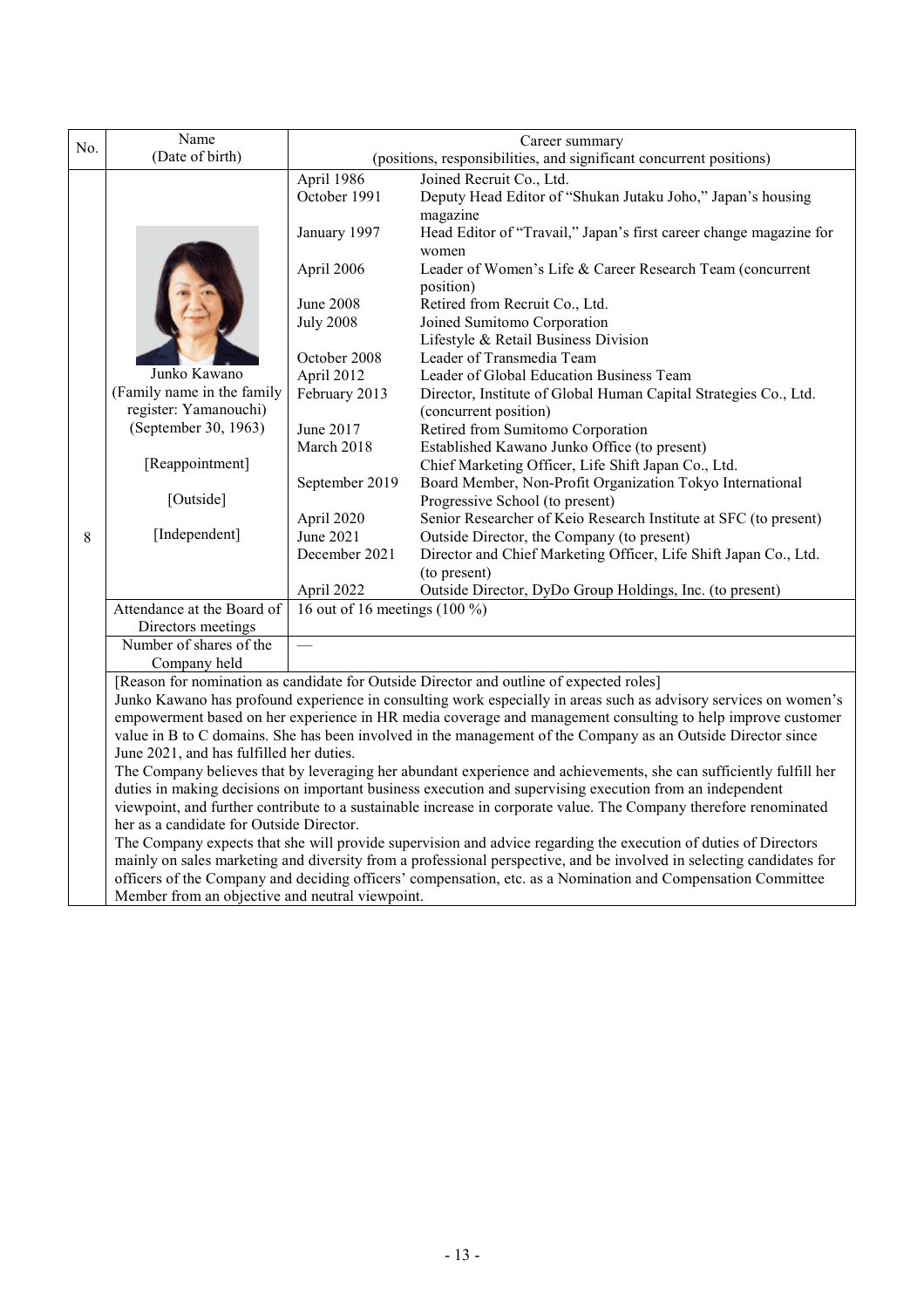| No. | Name (Date of birth) | Career summary (positions, responsibilities, and significant concurrent positions) | |
|---|---|---|---|
| 8 | Junko Kawano (Family name in the family register: Yamanouchi) (September 30, 1963) [Reappointment] [Outside] [Independent] | April 1986 | Joined Recruit Co., Ltd. |
| | | October 1991 | Deputy Head Editor of "Shukan Jutaku Joho," Japan's housing magazine |
| | | January 1997 | Head Editor of "Travail," Japan's first career change magazine for women |
| | | April 2006 | Leader of Women's Life & Career Research Team (concurrent position) |
| | | June 2008 | Retired from Recruit Co., Ltd. |
| | | July 2008 | Joined Sumitomo Corporation Lifestyle & Retail Business Division |
| | | October 2008 | Leader of Transmedia Team |
| | | April 2012 | Leader of Global Education Business Team |
| | | February 2013 | Director, Institute of Global Human Capital Strategies Co., Ltd. (concurrent position) |
| | | June 2017 | Retired from Sumitomo Corporation |
| | | March 2018 | Established Kawano Junko Office (to present) Chief Marketing Officer, Life Shift Japan Co., Ltd. |
| | | September 2019 | Board Member, Non-Profit Organization Tokyo International Progressive School (to present) |
| | | April 2020 | Senior Researcher of Keio Research Institute at SFC (to present) |
| | | June 2021 | Outside Director, the Company (to present) |
| | | December 2021 | Director and Chief Marketing Officer, Life Shift Japan Co., Ltd. (to present) |
| | | April 2022 | Outside Director, DyDo Group Holdings, Inc. (to present) |
| | Attendance at the Board of Directors meetings | 16 out of 16 meetings (100 %) | |
| | Number of shares of the Company held | — | |

[Reason for nomination as candidate for Outside Director and outline of expected roles]

Junko Kawano has profound experience in consulting work especially in areas such as advisory services on women's empowerment based on her experience in HR media coverage and management consulting to help improve customer value in B to C domains. She has been involved in the management of the Company as an Outside Director since June 2021, and has fulfilled her duties.

The Company believes that by leveraging her abundant experience and achievements, she can sufficiently fulfill her duties in making decisions on important business execution and supervising execution from an independent viewpoint, and further contribute to a sustainable increase in corporate value. The Company therefore renominated her as a candidate for Outside Director.

The Company expects that she will provide supervision and advice regarding the execution of duties of Directors mainly on sales marketing and diversity from a professional perspective, and be involved in selecting candidates for officers of the Company and deciding officers' compensation, etc. as a Nomination and Compensation Committee Member from an objective and neutral viewpoint.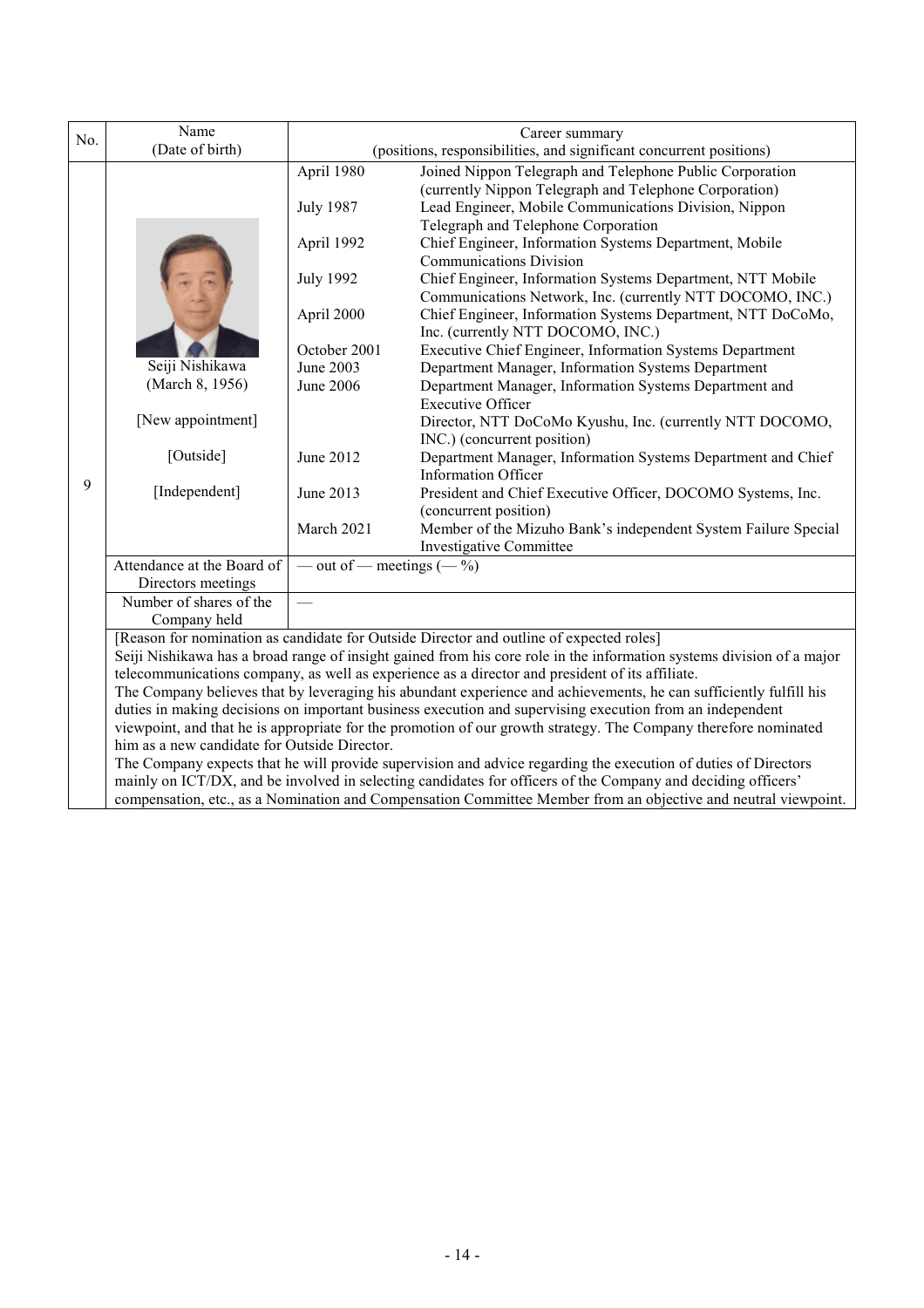| No. | Name (Date of birth) | Career summary (positions, responsibilities, and significant concurrent positions) | |
|---|---|---|---|
| 9 | Seiji Nishikawa (March 8, 1956) [New appointment] [Outside] [Independent] | April 1980 | Joined Nippon Telegraph and Telephone Public Corporation (currently Nippon Telegraph and Telephone Corporation) |
| | | July 1987 | Lead Engineer, Mobile Communications Division, Nippon Telegraph and Telephone Corporation |
| | | April 1992 | Chief Engineer, Information Systems Department, Mobile Communications Division |
| | | July 1992 | Chief Engineer, Information Systems Department, NTT Mobile Communications Network, Inc. (currently NTT DOCOMO, INC.) |
| | | April 2000 | Chief Engineer, Information Systems Department, NTT DoCoMo, Inc. (currently NTT DOCOMO, INC.) |
| | | October 2001 | Executive Chief Engineer, Information Systems Department |
| | | June 2003 | Department Manager, Information Systems Department |
| | | June 2006 | Department Manager, Information Systems Department and Executive Officer<br>Director, NTT DoCoMo Kyushu, Inc. (currently NTT DOCOMO, INC.) (concurrent position) |
| | | June 2012 | Department Manager, Information Systems Department and Chief Information Officer |
| | | June 2013 | President and Chief Executive Officer, DOCOMO Systems, Inc. (concurrent position) |
| | | March 2021 | Member of the Mizuho Bank's independent System Failure Special Investigative Committee |
| | Attendance at the Board of Directors meetings | — out of — meetings (— %) | |
| | Number of shares of the Company held | — | |

[Reason for nomination as candidate for Outside Director and outline of expected roles]

Seiji Nishikawa has a broad range of insight gained from his core role in the information systems division of a major telecommunications company, as well as experience as a director and president of its affiliate.

The Company believes that by leveraging his abundant experience and achievements, he can sufficiently fulfill his duties in making decisions on important business execution and supervising execution from an independent viewpoint, and that he is appropriate for the promotion of our growth strategy. The Company therefore nominated him as a new candidate for Outside Director.

The Company expects that he will provide supervision and advice regarding the execution of duties of Directors mainly on ICT/DX, and be involved in selecting candidates for officers of the Company and deciding officers' compensation, etc., as a Nomination and Compensation Committee Member from an objective and neutral viewpoint.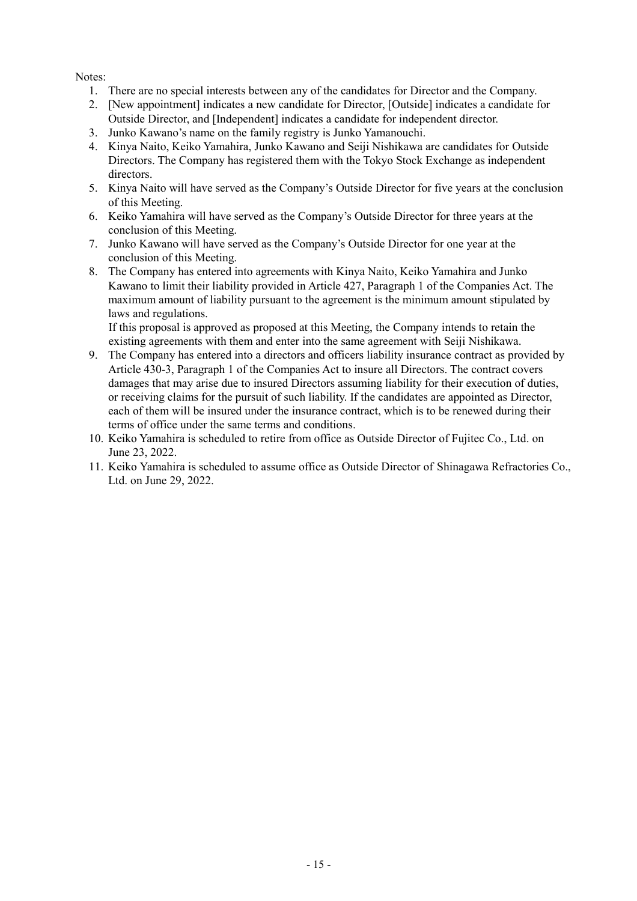Notes:

1. There are no special interests between any of the candidates for Director and the Company.
2. [New appointment] indicates a new candidate for Director, [Outside] indicates a candidate for Outside Director, and [Independent] indicates a candidate for independent director.
3. Junko Kawano's name on the family registry is Junko Yamanouchi.
4. Kinya Naito, Keiko Yamahira, Junko Kawano and Seiji Nishikawa are candidates for Outside Directors. The Company has registered them with the Tokyo Stock Exchange as independent directors.
5. Kinya Naito will have served as the Company's Outside Director for five years at the conclusion of this Meeting.
6. Keiko Yamahira will have served as the Company's Outside Director for three years at the conclusion of this Meeting.
7. Junko Kawano will have served as the Company's Outside Director for one year at the conclusion of this Meeting.
8. The Company has entered into agreements with Kinya Naito, Keiko Yamahira and Junko Kawano to limit their liability provided in Article 427, Paragraph 1 of the Companies Act. The maximum amount of liability pursuant to the agreement is the minimum amount stipulated by laws and regulations.
   If this proposal is approved as proposed at this Meeting, the Company intends to retain the existing agreements with them and enter into the same agreement with Seiji Nishikawa.
9. The Company has entered into a directors and officers liability insurance contract as provided by Article 430-3, Paragraph 1 of the Companies Act to insure all Directors. The contract covers damages that may arise due to insured Directors assuming liability for their execution of duties, or receiving claims for the pursuit of such liability. If the candidates are appointed as Director, each of them will be insured under the insurance contract, which is to be renewed during their terms of office under the same terms and conditions.
10. Keiko Yamahira is scheduled to retire from office as Outside Director of Fujitec Co., Ltd. on June 23, 2022.
11. Keiko Yamahira is scheduled to assume office as Outside Director of Shinagawa Refractories Co., Ltd. on June 29, 2022.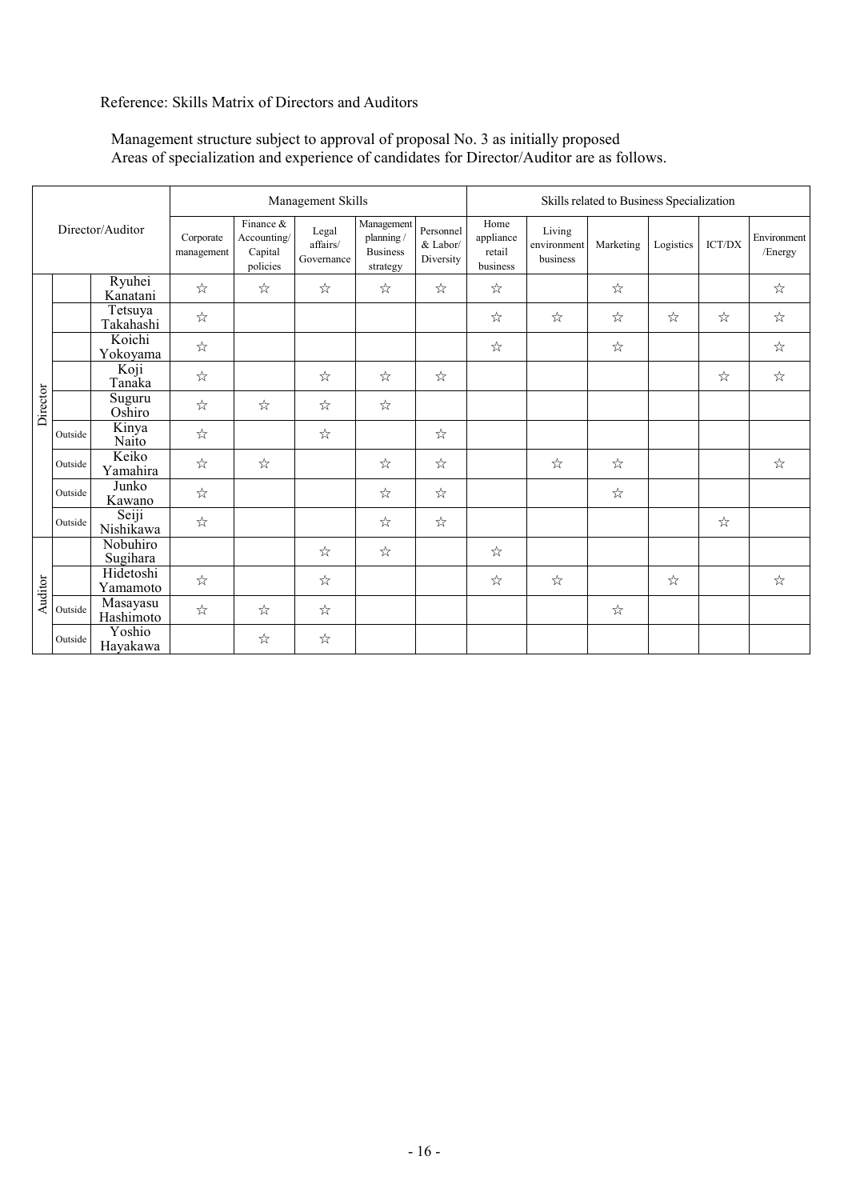Reference: Skills Matrix of Directors and Auditors

Management structure subject to approval of proposal No. 3 as initially proposed
Areas of specialization and experience of candidates for Director/Auditor are as follows.

| Director/Auditor | | | Management Skills | | | | | Skills related to Business Specialization | | | | | |
|---|---|---|---|---|---|---|---|---|---|---|---|---|---|
| | | | Corporate management | Finance & Accounting/ Capital policies | Legal affairs/ Governance | Management planning / Business strategy | Personnel & Labor/ Diversity | Home appliance retail business | Living environment business | Marketing | Logistics | ICT/DX | Environment /Energy |
| Director | | Ryuhei Kanatani | ☆ | ☆ | ☆ | ☆ | ☆ | ☆ | | ☆ | | | ☆ |
| | | Tetsuya Takahashi | ☆ | | | | | ☆ | ☆ | ☆ | ☆ | ☆ | ☆ |
| | | Koichi Yokoyama | ☆ | | | | | ☆ | | ☆ | | | ☆ |
| | | Koji Tanaka | ☆ | | ☆ | ☆ | ☆ | | | | | ☆ | ☆ |
| | | Suguru Oshiro | ☆ | ☆ | ☆ | ☆ | | | | | | | |
| | Outside | Kinya Naito | ☆ | | ☆ | | ☆ | | | | | | |
| | Outside | Keiko Yamahira | ☆ | ☆ | | ☆ | ☆ | | ☆ | ☆ | | | ☆ |
| | Outside | Junko Kawano | ☆ | | | ☆ | ☆ | | | ☆ | | | |
| | Outside | Seiji Nishikawa | ☆ | | | ☆ | ☆ | | | | | ☆ | |
| Auditor | | Nobuhiro Sugihara | | | ☆ | ☆ | | ☆ | | | | | |
| | | Hidetoshi Yamamoto | ☆ | | ☆ | | | ☆ | ☆ | | ☆ | | ☆ |
| | Outside | Masayasu Hashimoto | ☆ | ☆ | ☆ | | | | | ☆ | | | |
| | Outside | Yoshio Hayakawa | | ☆ | ☆ | | | | | | | | |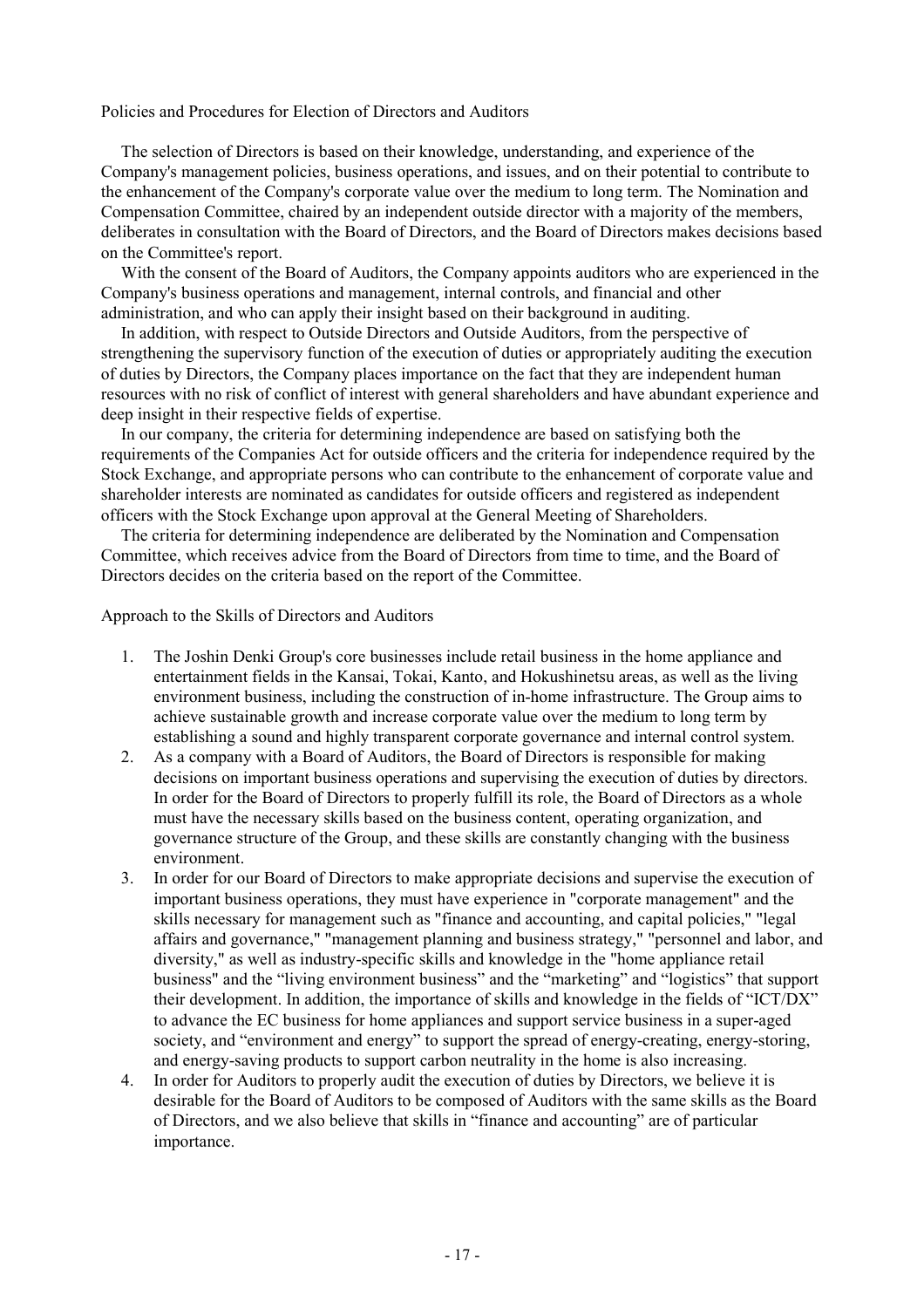## Policies and Procedures for Election of Directors and Auditors

The selection of Directors is based on their knowledge, understanding, and experience of the Company's management policies, business operations, and issues, and on their potential to contribute to the enhancement of the Company's corporate value over the medium to long term. The Nomination and Compensation Committee, chaired by an independent outside director with a majority of the members, deliberates in consultation with the Board of Directors, and the Board of Directors makes decisions based on the Committee's report.

With the consent of the Board of Auditors, the Company appoints auditors who are experienced in the Company's business operations and management, internal controls, and financial and other administration, and who can apply their insight based on their background in auditing.

In addition, with respect to Outside Directors and Outside Auditors, from the perspective of strengthening the supervisory function of the execution of duties or appropriately auditing the execution of duties by Directors, the Company places importance on the fact that they are independent human resources with no risk of conflict of interest with general shareholders and have abundant experience and deep insight in their respective fields of expertise.

In our company, the criteria for determining independence are based on satisfying both the requirements of the Companies Act for outside officers and the criteria for independence required by the Stock Exchange, and appropriate persons who can contribute to the enhancement of corporate value and shareholder interests are nominated as candidates for outside officers and registered as independent officers with the Stock Exchange upon approval at the General Meeting of Shareholders.

The criteria for determining independence are deliberated by the Nomination and Compensation Committee, which receives advice from the Board of Directors from time to time, and the Board of Directors decides on the criteria based on the report of the Committee.

## Approach to the Skills of Directors and Auditors

1. The Joshin Denki Group's core businesses include retail business in the home appliance and entertainment fields in the Kansai, Tokai, Kanto, and Hokushinetsu areas, as well as the living environment business, including the construction of in-home infrastructure. The Group aims to achieve sustainable growth and increase corporate value over the medium to long term by establishing a sound and highly transparent corporate governance and internal control system.
2. As a company with a Board of Auditors, the Board of Directors is responsible for making decisions on important business operations and supervising the execution of duties by directors. In order for the Board of Directors to properly fulfill its role, the Board of Directors as a whole must have the necessary skills based on the business content, operating organization, and governance structure of the Group, and these skills are constantly changing with the business environment.
3. In order for our Board of Directors to make appropriate decisions and supervise the execution of important business operations, they must have experience in "corporate management" and the skills necessary for management such as "finance and accounting, and capital policies," "legal affairs and governance," "management planning and business strategy," "personnel and labor, and diversity," as well as industry-specific skills and knowledge in the "home appliance retail business" and the "living environment business" and the "marketing" and "logistics" that support their development. In addition, the importance of skills and knowledge in the fields of "ICT/DX" to advance the EC business for home appliances and support service business in a super-aged society, and "environment and energy" to support the spread of energy-creating, energy-storing, and energy-saving products to support carbon neutrality in the home is also increasing.
4. In order for Auditors to properly audit the execution of duties by Directors, we believe it is desirable for the Board of Auditors to be composed of Auditors with the same skills as the Board of Directors, and we also believe that skills in "finance and accounting" are of particular importance.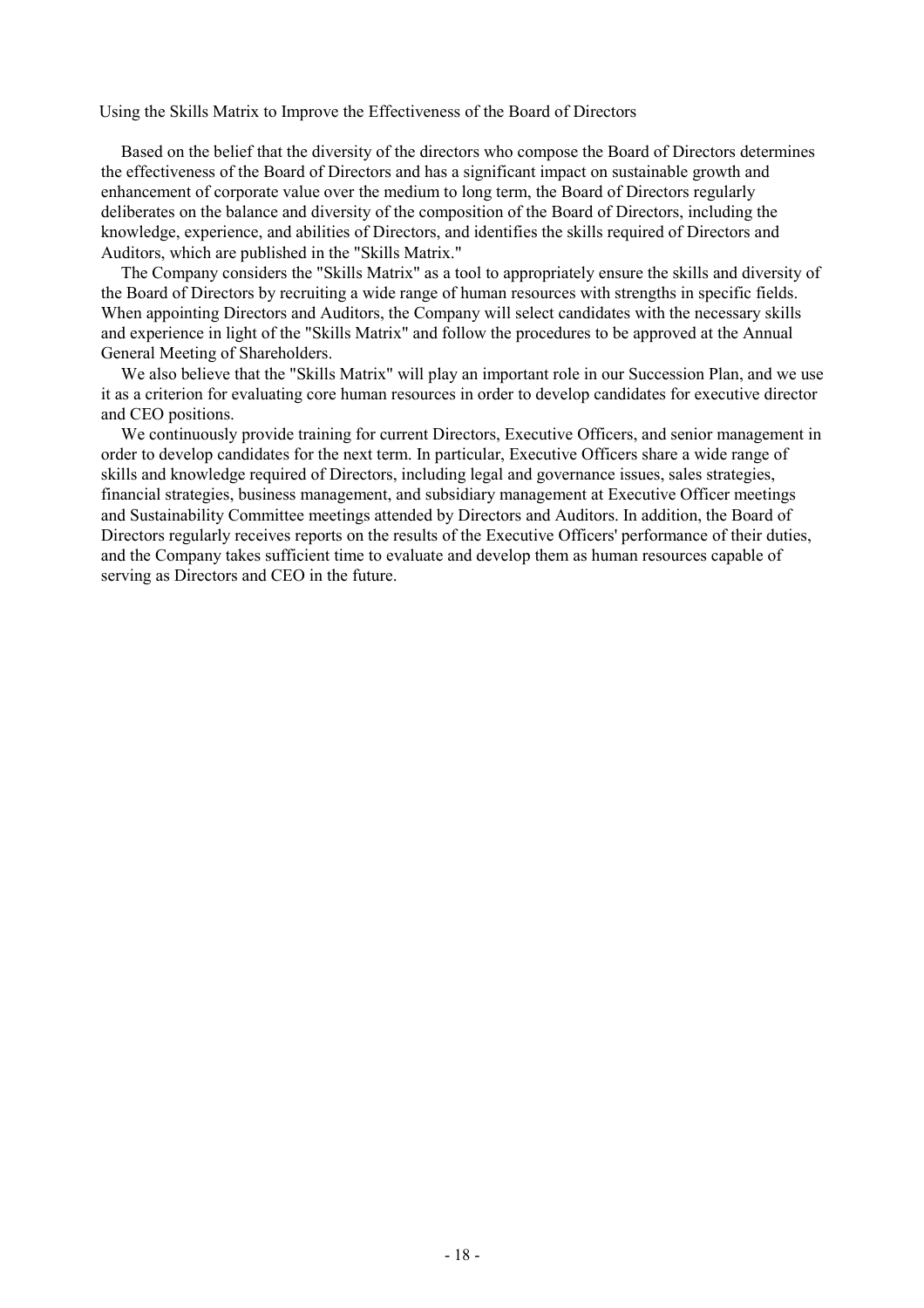Using the Skills Matrix to Improve the Effectiveness of the Board of Directors

Based on the belief that the diversity of the directors who compose the Board of Directors determines the effectiveness of the Board of Directors and has a significant impact on sustainable growth and enhancement of corporate value over the medium to long term, the Board of Directors regularly deliberates on the balance and diversity of the composition of the Board of Directors, including the knowledge, experience, and abilities of Directors, and identifies the skills required of Directors and Auditors, which are published in the "Skills Matrix."

The Company considers the "Skills Matrix" as a tool to appropriately ensure the skills and diversity of the Board of Directors by recruiting a wide range of human resources with strengths in specific fields. When appointing Directors and Auditors, the Company will select candidates with the necessary skills and experience in light of the "Skills Matrix" and follow the procedures to be approved at the Annual General Meeting of Shareholders.

We also believe that the "Skills Matrix" will play an important role in our Succession Plan, and we use it as a criterion for evaluating core human resources in order to develop candidates for executive director and CEO positions.

We continuously provide training for current Directors, Executive Officers, and senior management in order to develop candidates for the next term. In particular, Executive Officers share a wide range of skills and knowledge required of Directors, including legal and governance issues, sales strategies, financial strategies, business management, and subsidiary management at Executive Officer meetings and Sustainability Committee meetings attended by Directors and Auditors. In addition, the Board of Directors regularly receives reports on the results of the Executive Officers' performance of their duties, and the Company takes sufficient time to evaluate and develop them as human resources capable of serving as Directors and CEO in the future.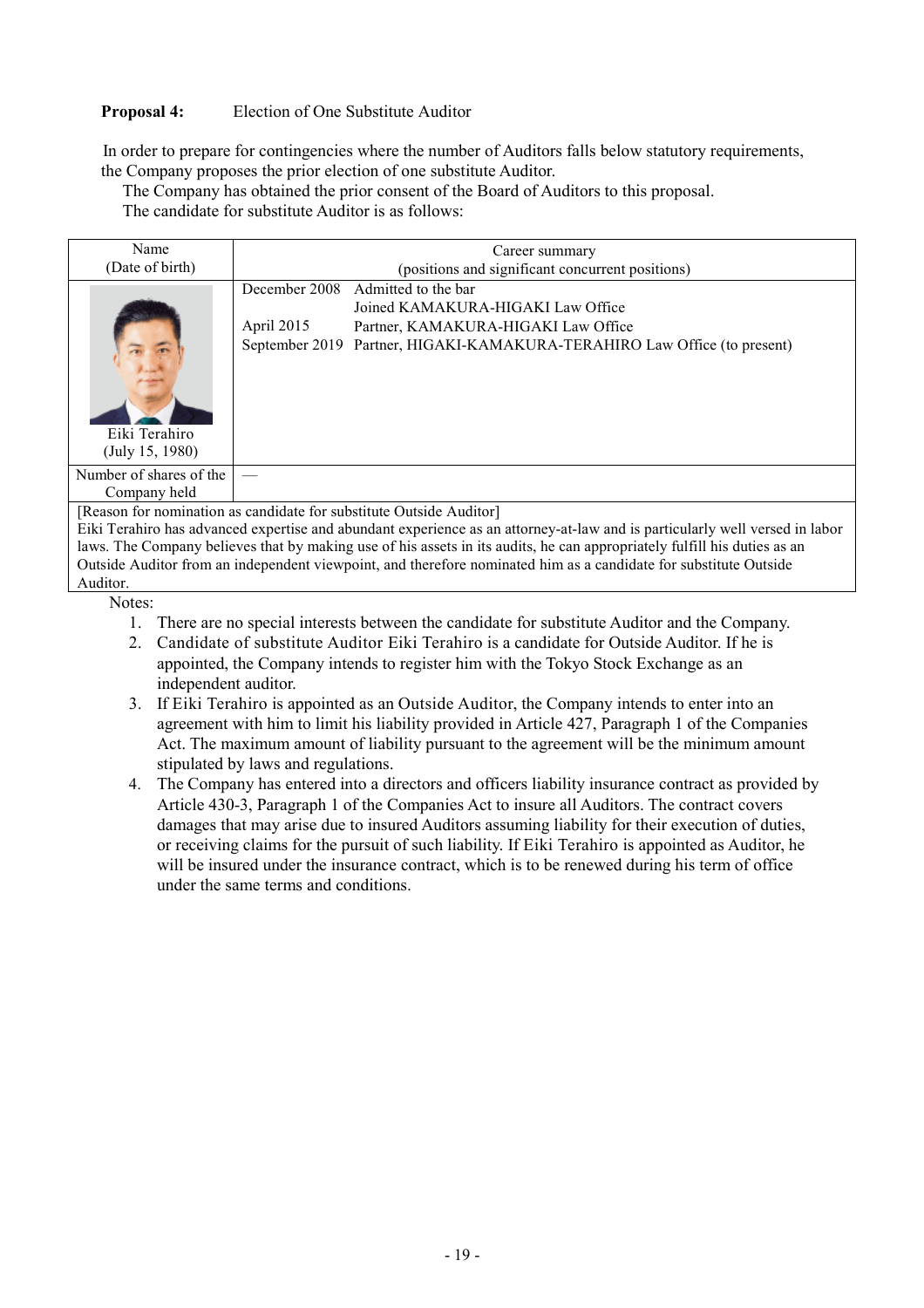**Proposal 4:** Election of One Substitute Auditor

In order to prepare for contingencies where the number of Auditors falls below statutory requirements, the Company proposes the prior election of one substitute Auditor.

The Company has obtained the prior consent of the Board of Auditors to this proposal.

The candidate for substitute Auditor is as follows:

| Name (Date of birth) | Career summary (positions and significant concurrent positions) | |
|---|---|---|
| Eiki Terahiro (July 15, 1980) | December 2008 | Admitted to the bar<br>Joined KAMAKURA-HIGAKI Law Office |
| | April 2015 | Partner, KAMAKURA-HIGAKI Law Office |
| | September 2019 | Partner, HIGAKI-KAMAKURA-TERAHIRO Law Office (to present) |
| Number of shares of the Company held | — | |

[Reason for nomination as candidate for substitute Outside Auditor]
Eiki Terahiro has advanced expertise and abundant experience as an attorney-at-law and is particularly well versed in labor laws. The Company believes that by making use of his assets in its audits, he can appropriately fulfill his duties as an Outside Auditor from an independent viewpoint, and therefore nominated him as a candidate for substitute Outside Auditor.

Notes:

1. There are no special interests between the candidate for substitute Auditor and the Company.
2. Candidate of substitute Auditor Eiki Terahiro is a candidate for Outside Auditor. If he is appointed, the Company intends to register him with the Tokyo Stock Exchange as an independent auditor.
3. If Eiki Terahiro is appointed as an Outside Auditor, the Company intends to enter into an agreement with him to limit his liability provided in Article 427, Paragraph 1 of the Companies Act. The maximum amount of liability pursuant to the agreement will be the minimum amount stipulated by laws and regulations.
4. The Company has entered into a directors and officers liability insurance contract as provided by Article 430-3, Paragraph 1 of the Companies Act to insure all Auditors. The contract covers damages that may arise due to insured Auditors assuming liability for their execution of duties, or receiving claims for the pursuit of such liability. If Eiki Terahiro is appointed as Auditor, he will be insured under the insurance contract, which is to be renewed during his term of office under the same terms and conditions.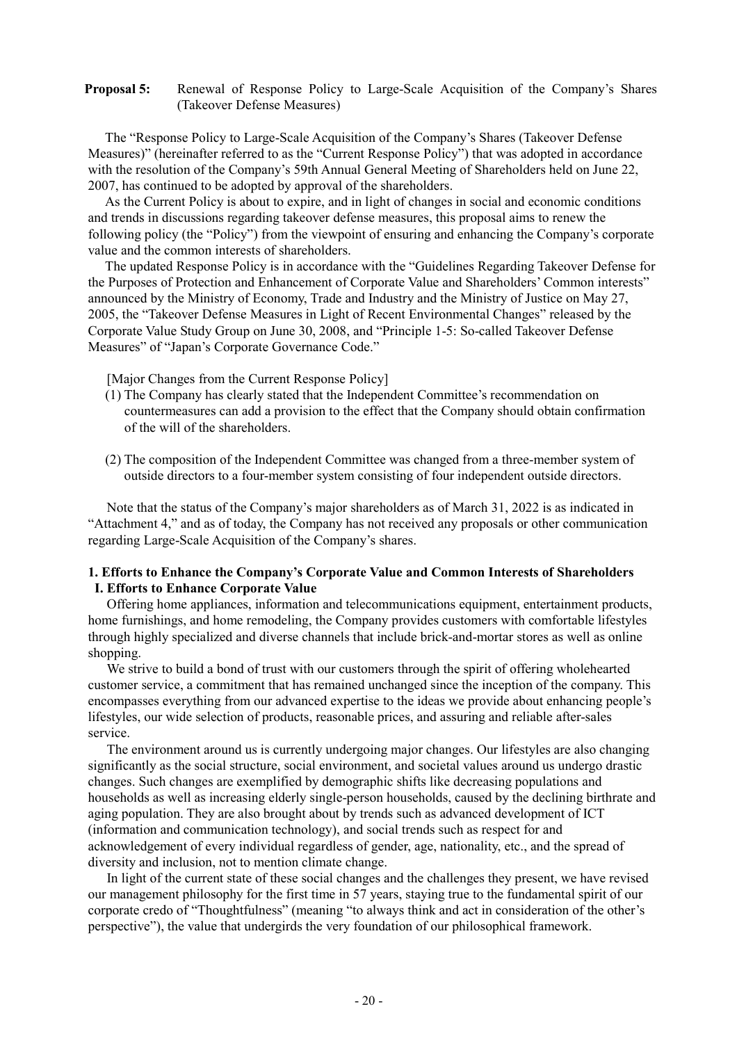**Proposal 5:** Renewal of Response Policy to Large-Scale Acquisition of the Company's Shares (Takeover Defense Measures)

The "Response Policy to Large-Scale Acquisition of the Company's Shares (Takeover Defense Measures)" (hereinafter referred to as the "Current Response Policy") that was adopted in accordance with the resolution of the Company's 59th Annual General Meeting of Shareholders held on June 22, 2007, has continued to be adopted by approval of the shareholders.

As the Current Policy is about to expire, and in light of changes in social and economic conditions and trends in discussions regarding takeover defense measures, this proposal aims to renew the following policy (the "Policy") from the viewpoint of ensuring and enhancing the Company's corporate value and the common interests of shareholders.

The updated Response Policy is in accordance with the "Guidelines Regarding Takeover Defense for the Purposes of Protection and Enhancement of Corporate Value and Shareholders' Common interests" announced by the Ministry of Economy, Trade and Industry and the Ministry of Justice on May 27, 2005, the "Takeover Defense Measures in Light of Recent Environmental Changes" released by the Corporate Value Study Group on June 30, 2008, and "Principle 1-5: So-called Takeover Defense Measures" of "Japan's Corporate Governance Code."

[Major Changes from the Current Response Policy]

(1) The Company has clearly stated that the Independent Committee's recommendation on countermeasures can add a provision to the effect that the Company should obtain confirmation of the will of the shareholders.

(2) The composition of the Independent Committee was changed from a three-member system of outside directors to a four-member system consisting of four independent outside directors.

Note that the status of the Company's major shareholders as of March 31, 2022 is as indicated in "Attachment 4," and as of today, the Company has not received any proposals or other communication regarding Large-Scale Acquisition of the Company's shares.

### 1. Efforts to Enhance the Company's Corporate Value and Common Interests of Shareholders

#### I. Efforts to Enhance Corporate Value

Offering home appliances, information and telecommunications equipment, entertainment products, home furnishings, and home remodeling, the Company provides customers with comfortable lifestyles through highly specialized and diverse channels that include brick-and-mortar stores as well as online shopping.

We strive to build a bond of trust with our customers through the spirit of offering wholehearted customer service, a commitment that has remained unchanged since the inception of the company. This encompasses everything from our advanced expertise to the ideas we provide about enhancing people's lifestyles, our wide selection of products, reasonable prices, and assuring and reliable after-sales service.

The environment around us is currently undergoing major changes. Our lifestyles are also changing significantly as the social structure, social environment, and societal values around us undergo drastic changes. Such changes are exemplified by demographic shifts like decreasing populations and households as well as increasing elderly single-person households, caused by the declining birthrate and aging population. They are also brought about by trends such as advanced development of ICT (information and communication technology), and social trends such as respect for and acknowledgement of every individual regardless of gender, age, nationality, etc., and the spread of diversity and inclusion, not to mention climate change.

In light of the current state of these social changes and the challenges they present, we have revised our management philosophy for the first time in 57 years, staying true to the fundamental spirit of our corporate credo of "Thoughtfulness" (meaning "to always think and act in consideration of the other's perspective"), the value that undergirds the very foundation of our philosophical framework.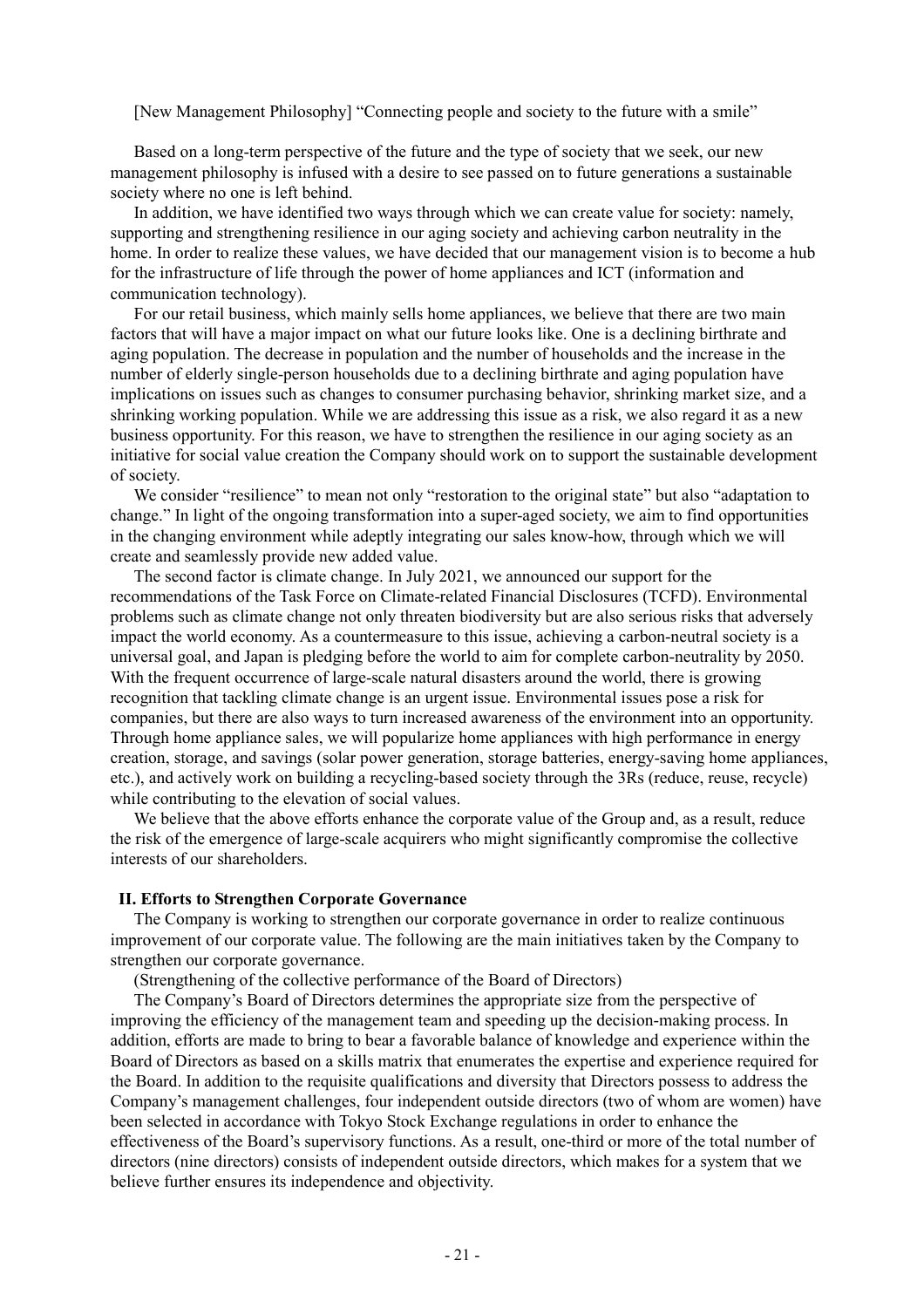[New Management Philosophy] "Connecting people and society to the future with a smile"

Based on a long-term perspective of the future and the type of society that we seek, our new management philosophy is infused with a desire to see passed on to future generations a sustainable society where no one is left behind.

In addition, we have identified two ways through which we can create value for society: namely, supporting and strengthening resilience in our aging society and achieving carbon neutrality in the home. In order to realize these values, we have decided that our management vision is to become a hub for the infrastructure of life through the power of home appliances and ICT (information and communication technology).

For our retail business, which mainly sells home appliances, we believe that there are two main factors that will have a major impact on what our future looks like. One is a declining birthrate and aging population. The decrease in population and the number of households and the increase in the number of elderly single-person households due to a declining birthrate and aging population have implications on issues such as changes to consumer purchasing behavior, shrinking market size, and a shrinking working population. While we are addressing this issue as a risk, we also regard it as a new business opportunity. For this reason, we have to strengthen the resilience in our aging society as an initiative for social value creation the Company should work on to support the sustainable development of society.

We consider "resilience" to mean not only "restoration to the original state" but also "adaptation to change." In light of the ongoing transformation into a super-aged society, we aim to find opportunities in the changing environment while adeptly integrating our sales know-how, through which we will create and seamlessly provide new added value.

The second factor is climate change. In July 2021, we announced our support for the recommendations of the Task Force on Climate-related Financial Disclosures (TCFD). Environmental problems such as climate change not only threaten biodiversity but are also serious risks that adversely impact the world economy. As a countermeasure to this issue, achieving a carbon-neutral society is a universal goal, and Japan is pledging before the world to aim for complete carbon-neutrality by 2050. With the frequent occurrence of large-scale natural disasters around the world, there is growing recognition that tackling climate change is an urgent issue. Environmental issues pose a risk for companies, but there are also ways to turn increased awareness of the environment into an opportunity. Through home appliance sales, we will popularize home appliances with high performance in energy creation, storage, and savings (solar power generation, storage batteries, energy-saving home appliances, etc.), and actively work on building a recycling-based society through the 3Rs (reduce, reuse, recycle) while contributing to the elevation of social values.

We believe that the above efforts enhance the corporate value of the Group and, as a result, reduce the risk of the emergence of large-scale acquirers who might significantly compromise the collective interests of our shareholders.

**II. Efforts to Strengthen Corporate Governance**

The Company is working to strengthen our corporate governance in order to realize continuous improvement of our corporate value. The following are the main initiatives taken by the Company to strengthen our corporate governance.

(Strengthening of the collective performance of the Board of Directors)

The Company's Board of Directors determines the appropriate size from the perspective of improving the efficiency of the management team and speeding up the decision-making process. In addition, efforts are made to bring to bear a favorable balance of knowledge and experience within the Board of Directors as based on a skills matrix that enumerates the expertise and experience required for the Board. In addition to the requisite qualifications and diversity that Directors possess to address the Company's management challenges, four independent outside directors (two of whom are women) have been selected in accordance with Tokyo Stock Exchange regulations in order to enhance the effectiveness of the Board's supervisory functions. As a result, one-third or more of the total number of directors (nine directors) consists of independent outside directors, which makes for a system that we believe further ensures its independence and objectivity.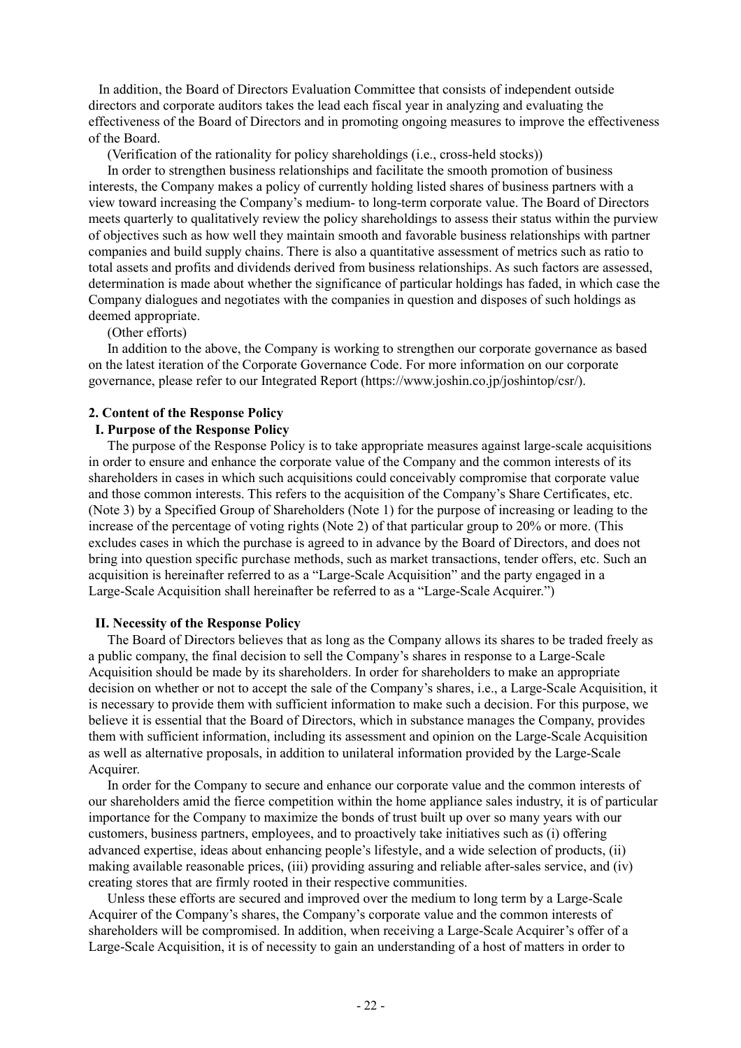In addition, the Board of Directors Evaluation Committee that consists of independent outside directors and corporate auditors takes the lead each fiscal year in analyzing and evaluating the effectiveness of the Board of Directors and in promoting ongoing measures to improve the effectiveness of the Board.

(Verification of the rationality for policy shareholdings (i.e., cross-held stocks))

In order to strengthen business relationships and facilitate the smooth promotion of business interests, the Company makes a policy of currently holding listed shares of business partners with a view toward increasing the Company's medium- to long-term corporate value. The Board of Directors meets quarterly to qualitatively review the policy shareholdings to assess their status within the purview of objectives such as how well they maintain smooth and favorable business relationships with partner companies and build supply chains. There is also a quantitative assessment of metrics such as ratio to total assets and profits and dividends derived from business relationships. As such factors are assessed, determination is made about whether the significance of particular holdings has faded, in which case the Company dialogues and negotiates with the companies in question and disposes of such holdings as deemed appropriate.

(Other efforts)

In addition to the above, the Company is working to strengthen our corporate governance as based on the latest iteration of the Corporate Governance Code. For more information on our corporate governance, please refer to our Integrated Report (https://www.joshin.co.jp/joshintop/csr/).

## 2. Content of the Response Policy

### I. Purpose of the Response Policy

The purpose of the Response Policy is to take appropriate measures against large-scale acquisitions in order to ensure and enhance the corporate value of the Company and the common interests of its shareholders in cases in which such acquisitions could conceivably compromise that corporate value and those common interests. This refers to the acquisition of the Company's Share Certificates, etc. (Note 3) by a Specified Group of Shareholders (Note 1) for the purpose of increasing or leading to the increase of the percentage of voting rights (Note 2) of that particular group to 20% or more. (This excludes cases in which the purchase is agreed to in advance by the Board of Directors, and does not bring into question specific purchase methods, such as market transactions, tender offers, etc. Such an acquisition is hereinafter referred to as a "Large-Scale Acquisition" and the party engaged in a Large-Scale Acquisition shall hereinafter be referred to as a "Large-Scale Acquirer.")

### II. Necessity of the Response Policy

The Board of Directors believes that as long as the Company allows its shares to be traded freely as a public company, the final decision to sell the Company's shares in response to a Large-Scale Acquisition should be made by its shareholders. In order for shareholders to make an appropriate decision on whether or not to accept the sale of the Company's shares, i.e., a Large-Scale Acquisition, it is necessary to provide them with sufficient information to make such a decision. For this purpose, we believe it is essential that the Board of Directors, which in substance manages the Company, provides them with sufficient information, including its assessment and opinion on the Large-Scale Acquisition as well as alternative proposals, in addition to unilateral information provided by the Large-Scale Acquirer.

In order for the Company to secure and enhance our corporate value and the common interests of our shareholders amid the fierce competition within the home appliance sales industry, it is of particular importance for the Company to maximize the bonds of trust built up over so many years with our customers, business partners, employees, and to proactively take initiatives such as (i) offering advanced expertise, ideas about enhancing people's lifestyle, and a wide selection of products, (ii) making available reasonable prices, (iii) providing assuring and reliable after-sales service, and (iv) creating stores that are firmly rooted in their respective communities.

Unless these efforts are secured and improved over the medium to long term by a Large-Scale Acquirer of the Company's shares, the Company's corporate value and the common interests of shareholders will be compromised. In addition, when receiving a Large-Scale Acquirer's offer of a Large-Scale Acquisition, it is of necessity to gain an understanding of a host of matters in order to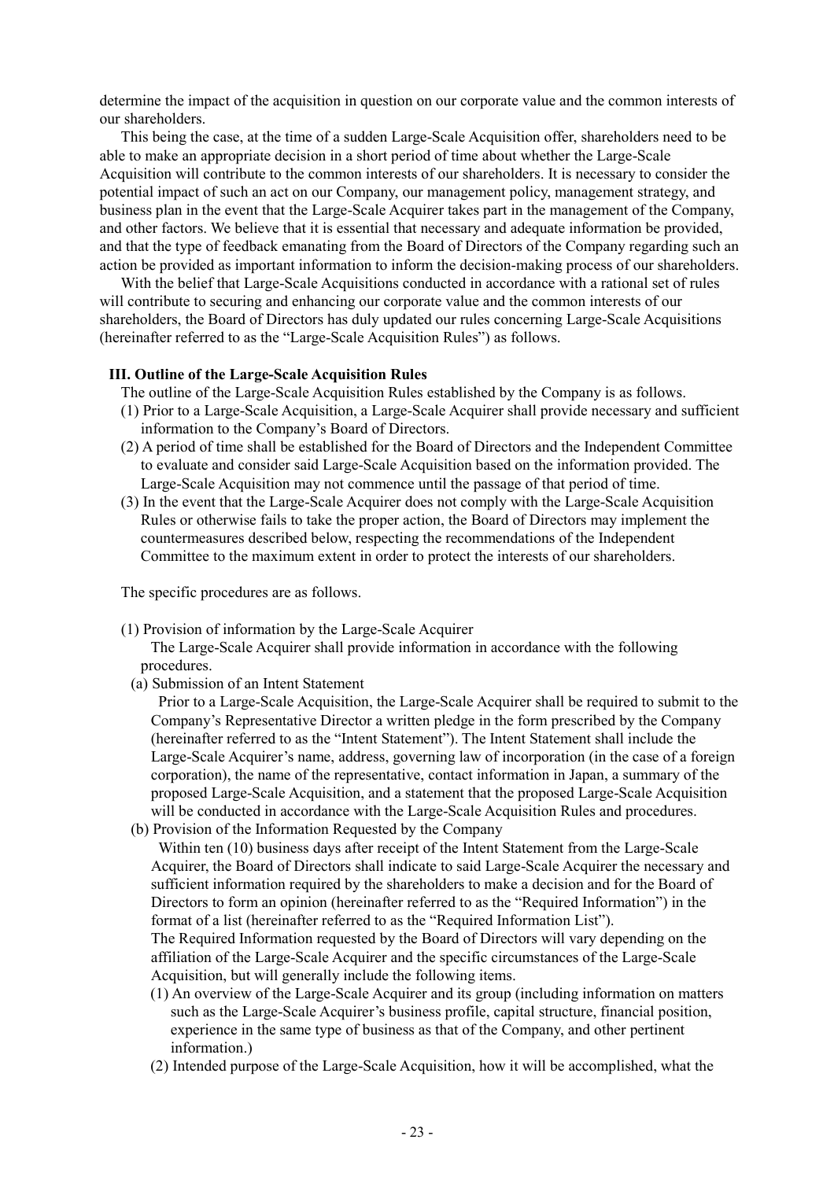determine the impact of the acquisition in question on our corporate value and the common interests of our shareholders.

This being the case, at the time of a sudden Large-Scale Acquisition offer, shareholders need to be able to make an appropriate decision in a short period of time about whether the Large-Scale Acquisition will contribute to the common interests of our shareholders. It is necessary to consider the potential impact of such an act on our Company, our management policy, management strategy, and business plan in the event that the Large-Scale Acquirer takes part in the management of the Company, and other factors. We believe that it is essential that necessary and adequate information be provided, and that the type of feedback emanating from the Board of Directors of the Company regarding such an action be provided as important information to inform the decision-making process of our shareholders.

With the belief that Large-Scale Acquisitions conducted in accordance with a rational set of rules will contribute to securing and enhancing our corporate value and the common interests of our shareholders, the Board of Directors has duly updated our rules concerning Large-Scale Acquisitions (hereinafter referred to as the "Large-Scale Acquisition Rules") as follows.

### III. Outline of the Large-Scale Acquisition Rules

The outline of the Large-Scale Acquisition Rules established by the Company is as follows.

(1) Prior to a Large-Scale Acquisition, a Large-Scale Acquirer shall provide necessary and sufficient information to the Company's Board of Directors.

(2) A period of time shall be established for the Board of Directors and the Independent Committee to evaluate and consider said Large-Scale Acquisition based on the information provided. The Large-Scale Acquisition may not commence until the passage of that period of time.

(3) In the event that the Large-Scale Acquirer does not comply with the Large-Scale Acquisition Rules or otherwise fails to take the proper action, the Board of Directors may implement the countermeasures described below, respecting the recommendations of the Independent Committee to the maximum extent in order to protect the interests of our shareholders.

The specific procedures are as follows.

(1) Provision of information by the Large-Scale Acquirer

The Large-Scale Acquirer shall provide information in accordance with the following procedures.

(a) Submission of an Intent Statement

Prior to a Large-Scale Acquisition, the Large-Scale Acquirer shall be required to submit to the Company's Representative Director a written pledge in the form prescribed by the Company (hereinafter referred to as the "Intent Statement"). The Intent Statement shall include the Large-Scale Acquirer's name, address, governing law of incorporation (in the case of a foreign corporation), the name of the representative, contact information in Japan, a summary of the proposed Large-Scale Acquisition, and a statement that the proposed Large-Scale Acquisition will be conducted in accordance with the Large-Scale Acquisition Rules and procedures.

(b) Provision of the Information Requested by the Company

Within ten (10) business days after receipt of the Intent Statement from the Large-Scale Acquirer, the Board of Directors shall indicate to said Large-Scale Acquirer the necessary and sufficient information required by the shareholders to make a decision and for the Board of Directors to form an opinion (hereinafter referred to as the "Required Information") in the format of a list (hereinafter referred to as the "Required Information List").
The Required Information requested by the Board of Directors will vary depending on the affiliation of the Large-Scale Acquirer and the specific circumstances of the Large-Scale Acquisition, but will generally include the following items.

(1) An overview of the Large-Scale Acquirer and its group (including information on matters such as the Large-Scale Acquirer's business profile, capital structure, financial position, experience in the same type of business as that of the Company, and other pertinent information.)

(2) Intended purpose of the Large-Scale Acquisition, how it will be accomplished, what the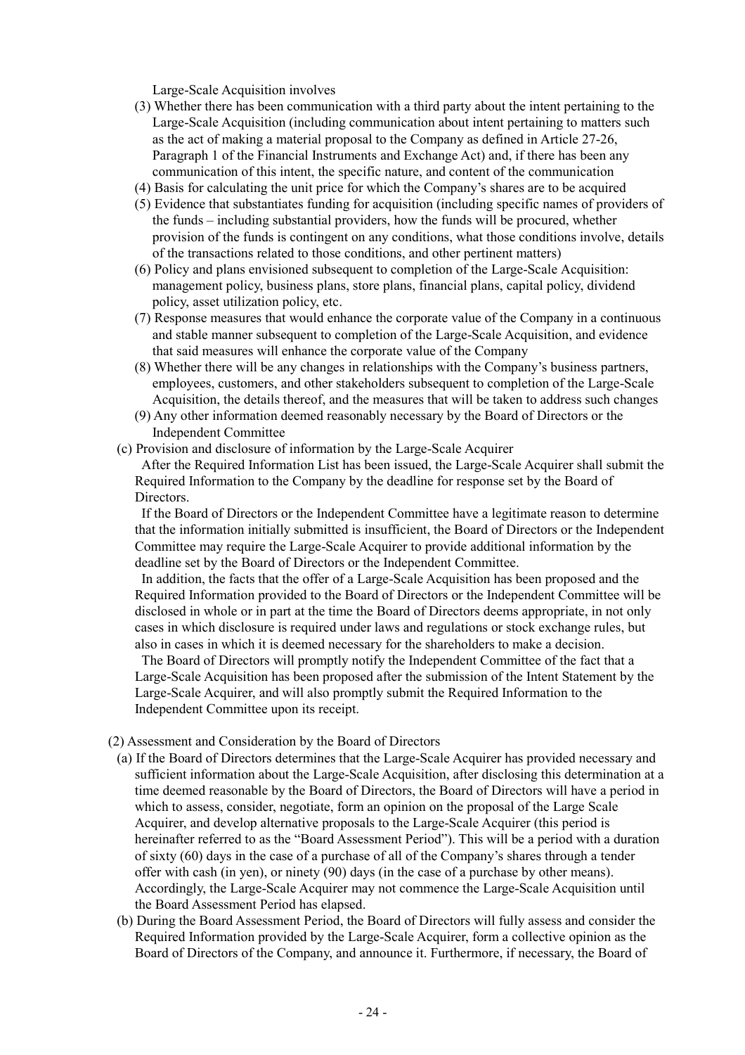Large-Scale Acquisition involves

(3) Whether there has been communication with a third party about the intent pertaining to the Large-Scale Acquisition (including communication about intent pertaining to matters such as the act of making a material proposal to the Company as defined in Article 27-26, Paragraph 1 of the Financial Instruments and Exchange Act) and, if there has been any communication of this intent, the specific nature, and content of the communication

(4) Basis for calculating the unit price for which the Company's shares are to be acquired

(5) Evidence that substantiates funding for acquisition (including specific names of providers of the funds – including substantial providers, how the funds will be procured, whether provision of the funds is contingent on any conditions, what those conditions involve, details of the transactions related to those conditions, and other pertinent matters)

(6) Policy and plans envisioned subsequent to completion of the Large-Scale Acquisition: management policy, business plans, store plans, financial plans, capital policy, dividend policy, asset utilization policy, etc.

(7) Response measures that would enhance the corporate value of the Company in a continuous and stable manner subsequent to completion of the Large-Scale Acquisition, and evidence that said measures will enhance the corporate value of the Company

(8) Whether there will be any changes in relationships with the Company's business partners, employees, customers, and other stakeholders subsequent to completion of the Large-Scale Acquisition, the details thereof, and the measures that will be taken to address such changes

(9) Any other information deemed reasonably necessary by the Board of Directors or the Independent Committee

(c) Provision and disclosure of information by the Large-Scale Acquirer

After the Required Information List has been issued, the Large-Scale Acquirer shall submit the Required Information to the Company by the deadline for response set by the Board of Directors.

If the Board of Directors or the Independent Committee have a legitimate reason to determine that the information initially submitted is insufficient, the Board of Directors or the Independent Committee may require the Large-Scale Acquirer to provide additional information by the deadline set by the Board of Directors or the Independent Committee.

In addition, the facts that the offer of a Large-Scale Acquisition has been proposed and the Required Information provided to the Board of Directors or the Independent Committee will be disclosed in whole or in part at the time the Board of Directors deems appropriate, in not only cases in which disclosure is required under laws and regulations or stock exchange rules, but also in cases in which it is deemed necessary for the shareholders to make a decision.

The Board of Directors will promptly notify the Independent Committee of the fact that a Large-Scale Acquisition has been proposed after the submission of the Intent Statement by the Large-Scale Acquirer, and will also promptly submit the Required Information to the Independent Committee upon its receipt.

(2) Assessment and Consideration by the Board of Directors

(a) If the Board of Directors determines that the Large-Scale Acquirer has provided necessary and sufficient information about the Large-Scale Acquisition, after disclosing this determination at a time deemed reasonable by the Board of Directors, the Board of Directors will have a period in which to assess, consider, negotiate, form an opinion on the proposal of the Large Scale Acquirer, and develop alternative proposals to the Large-Scale Acquirer (this period is hereinafter referred to as the "Board Assessment Period"). This will be a period with a duration of sixty (60) days in the case of a purchase of all of the Company's shares through a tender offer with cash (in yen), or ninety (90) days (in the case of a purchase by other means). Accordingly, the Large-Scale Acquirer may not commence the Large-Scale Acquisition until the Board Assessment Period has elapsed.

(b) During the Board Assessment Period, the Board of Directors will fully assess and consider the Required Information provided by the Large-Scale Acquirer, form a collective opinion as the Board of Directors of the Company, and announce it. Furthermore, if necessary, the Board of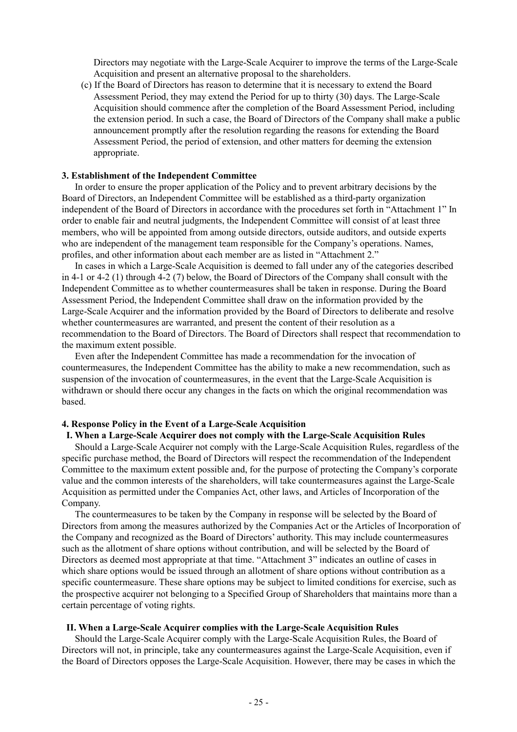Directors may negotiate with the Large-Scale Acquirer to improve the terms of the Large-Scale Acquisition and present an alternative proposal to the shareholders.

(c) If the Board of Directors has reason to determine that it is necessary to extend the Board Assessment Period, they may extend the Period for up to thirty (30) days. The Large-Scale Acquisition should commence after the completion of the Board Assessment Period, including the extension period. In such a case, the Board of Directors of the Company shall make a public announcement promptly after the resolution regarding the reasons for extending the Board Assessment Period, the period of extension, and other matters for deeming the extension appropriate.

**3. Establishment of the Independent Committee**

In order to ensure the proper application of the Policy and to prevent arbitrary decisions by the Board of Directors, an Independent Committee will be established as a third-party organization independent of the Board of Directors in accordance with the procedures set forth in "Attachment 1" In order to enable fair and neutral judgments, the Independent Committee will consist of at least three members, who will be appointed from among outside directors, outside auditors, and outside experts who are independent of the management team responsible for the Company's operations. Names, profiles, and other information about each member are as listed in "Attachment 2."

In cases in which a Large-Scale Acquisition is deemed to fall under any of the categories described in 4-1 or 4-2 (1) through 4-2 (7) below, the Board of Directors of the Company shall consult with the Independent Committee as to whether countermeasures shall be taken in response. During the Board Assessment Period, the Independent Committee shall draw on the information provided by the Large-Scale Acquirer and the information provided by the Board of Directors to deliberate and resolve whether countermeasures are warranted, and present the content of their resolution as a recommendation to the Board of Directors. The Board of Directors shall respect that recommendation to the maximum extent possible.

Even after the Independent Committee has made a recommendation for the invocation of countermeasures, the Independent Committee has the ability to make a new recommendation, such as suspension of the invocation of countermeasures, in the event that the Large-Scale Acquisition is withdrawn or should there occur any changes in the facts on which the original recommendation was based.

**4. Response Policy in the Event of a Large-Scale Acquisition**

**I. When a Large-Scale Acquirer does not comply with the Large-Scale Acquisition Rules**

Should a Large-Scale Acquirer not comply with the Large-Scale Acquisition Rules, regardless of the specific purchase method, the Board of Directors will respect the recommendation of the Independent Committee to the maximum extent possible and, for the purpose of protecting the Company's corporate value and the common interests of the shareholders, will take countermeasures against the Large-Scale Acquisition as permitted under the Companies Act, other laws, and Articles of Incorporation of the Company.

The countermeasures to be taken by the Company in response will be selected by the Board of Directors from among the measures authorized by the Companies Act or the Articles of Incorporation of the Company and recognized as the Board of Directors' authority. This may include countermeasures such as the allotment of share options without contribution, and will be selected by the Board of Directors as deemed most appropriate at that time. "Attachment 3" indicates an outline of cases in which share options would be issued through an allotment of share options without contribution as a specific countermeasure. These share options may be subject to limited conditions for exercise, such as the prospective acquirer not belonging to a Specified Group of Shareholders that maintains more than a certain percentage of voting rights.

**II. When a Large-Scale Acquirer complies with the Large-Scale Acquisition Rules**

Should the Large-Scale Acquirer comply with the Large-Scale Acquisition Rules, the Board of Directors will not, in principle, take any countermeasures against the Large-Scale Acquisition, even if the Board of Directors opposes the Large-Scale Acquisition. However, there may be cases in which the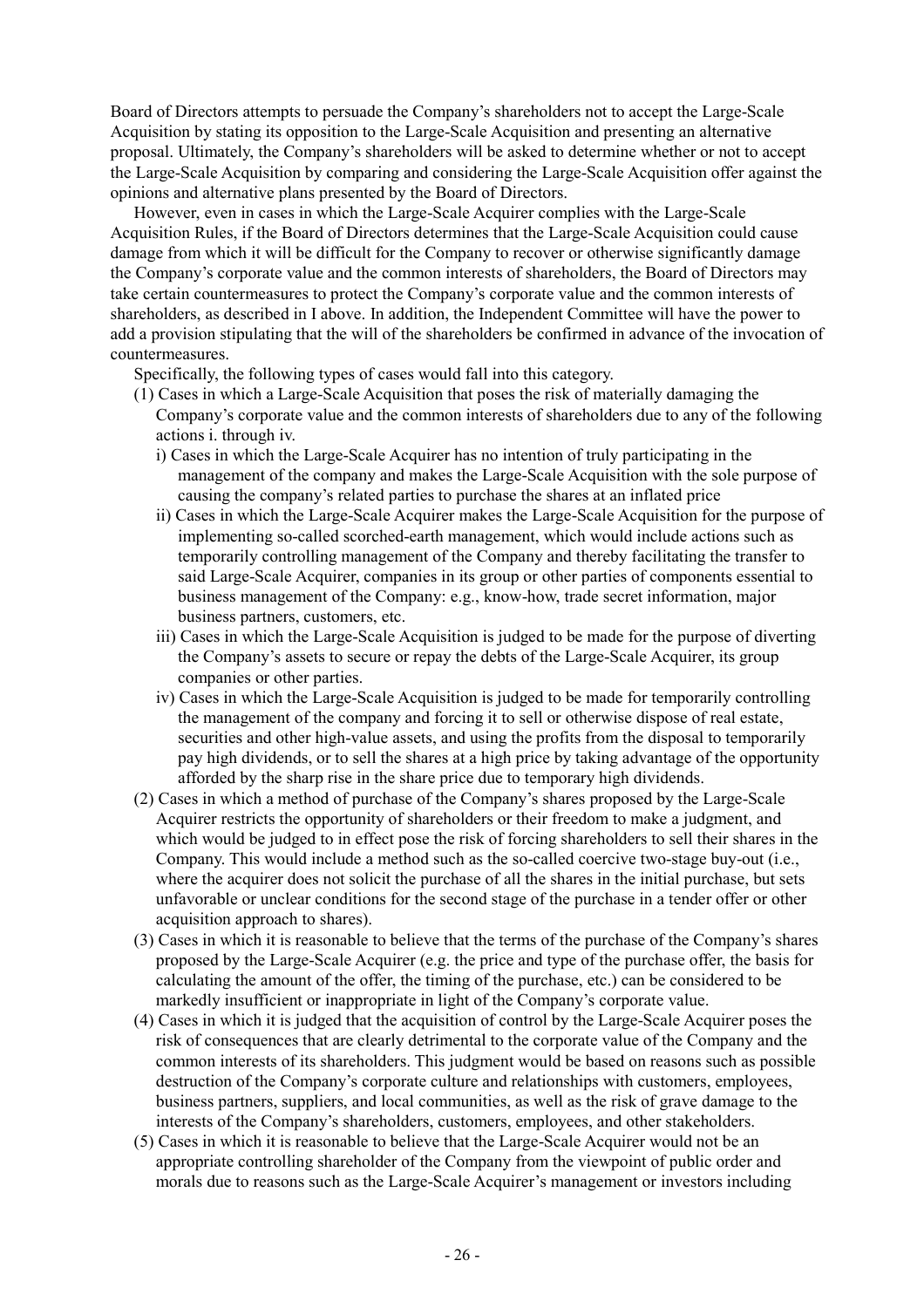Board of Directors attempts to persuade the Company's shareholders not to accept the Large-Scale Acquisition by stating its opposition to the Large-Scale Acquisition and presenting an alternative proposal. Ultimately, the Company's shareholders will be asked to determine whether or not to accept the Large-Scale Acquisition by comparing and considering the Large-Scale Acquisition offer against the opinions and alternative plans presented by the Board of Directors.

However, even in cases in which the Large-Scale Acquirer complies with the Large-Scale Acquisition Rules, if the Board of Directors determines that the Large-Scale Acquisition could cause damage from which it will be difficult for the Company to recover or otherwise significantly damage the Company's corporate value and the common interests of shareholders, the Board of Directors may take certain countermeasures to protect the Company's corporate value and the common interests of shareholders, as described in I above. In addition, the Independent Committee will have the power to add a provision stipulating that the will of the shareholders be confirmed in advance of the invocation of countermeasures.

Specifically, the following types of cases would fall into this category.

(1) Cases in which a Large-Scale Acquisition that poses the risk of materially damaging the Company's corporate value and the common interests of shareholders due to any of the following actions i. through iv.
   i) Cases in which the Large-Scale Acquirer has no intention of truly participating in the management of the company and makes the Large-Scale Acquisition with the sole purpose of causing the company's related parties to purchase the shares at an inflated price
   ii) Cases in which the Large-Scale Acquirer makes the Large-Scale Acquisition for the purpose of implementing so-called scorched-earth management, which would include actions such as temporarily controlling management of the Company and thereby facilitating the transfer to said Large-Scale Acquirer, companies in its group or other parties of components essential to business management of the Company: e.g., know-how, trade secret information, major business partners, customers, etc.
   iii) Cases in which the Large-Scale Acquisition is judged to be made for the purpose of diverting the Company's assets to secure or repay the debts of the Large-Scale Acquirer, its group companies or other parties.
   iv) Cases in which the Large-Scale Acquisition is judged to be made for temporarily controlling the management of the company and forcing it to sell or otherwise dispose of real estate, securities and other high-value assets, and using the profits from the disposal to temporarily pay high dividends, or to sell the shares at a high price by taking advantage of the opportunity afforded by the sharp rise in the share price due to temporary high dividends.

(2) Cases in which a method of purchase of the Company's shares proposed by the Large-Scale Acquirer restricts the opportunity of shareholders or their freedom to make a judgment, and which would be judged to in effect pose the risk of forcing shareholders to sell their shares in the Company. This would include a method such as the so-called coercive two-stage buy-out (i.e., where the acquirer does not solicit the purchase of all the shares in the initial purchase, but sets unfavorable or unclear conditions for the second stage of the purchase in a tender offer or other acquisition approach to shares).

(3) Cases in which it is reasonable to believe that the terms of the purchase of the Company's shares proposed by the Large-Scale Acquirer (e.g. the price and type of the purchase offer, the basis for calculating the amount of the offer, the timing of the purchase, etc.) can be considered to be markedly insufficient or inappropriate in light of the Company's corporate value.

(4) Cases in which it is judged that the acquisition of control by the Large-Scale Acquirer poses the risk of consequences that are clearly detrimental to the corporate value of the Company and the common interests of its shareholders. This judgment would be based on reasons such as possible destruction of the Company's corporate culture and relationships with customers, employees, business partners, suppliers, and local communities, as well as the risk of grave damage to the interests of the Company's shareholders, customers, employees, and other stakeholders.

(5) Cases in which it is reasonable to believe that the Large-Scale Acquirer would not be an appropriate controlling shareholder of the Company from the viewpoint of public order and morals due to reasons such as the Large-Scale Acquirer's management or investors including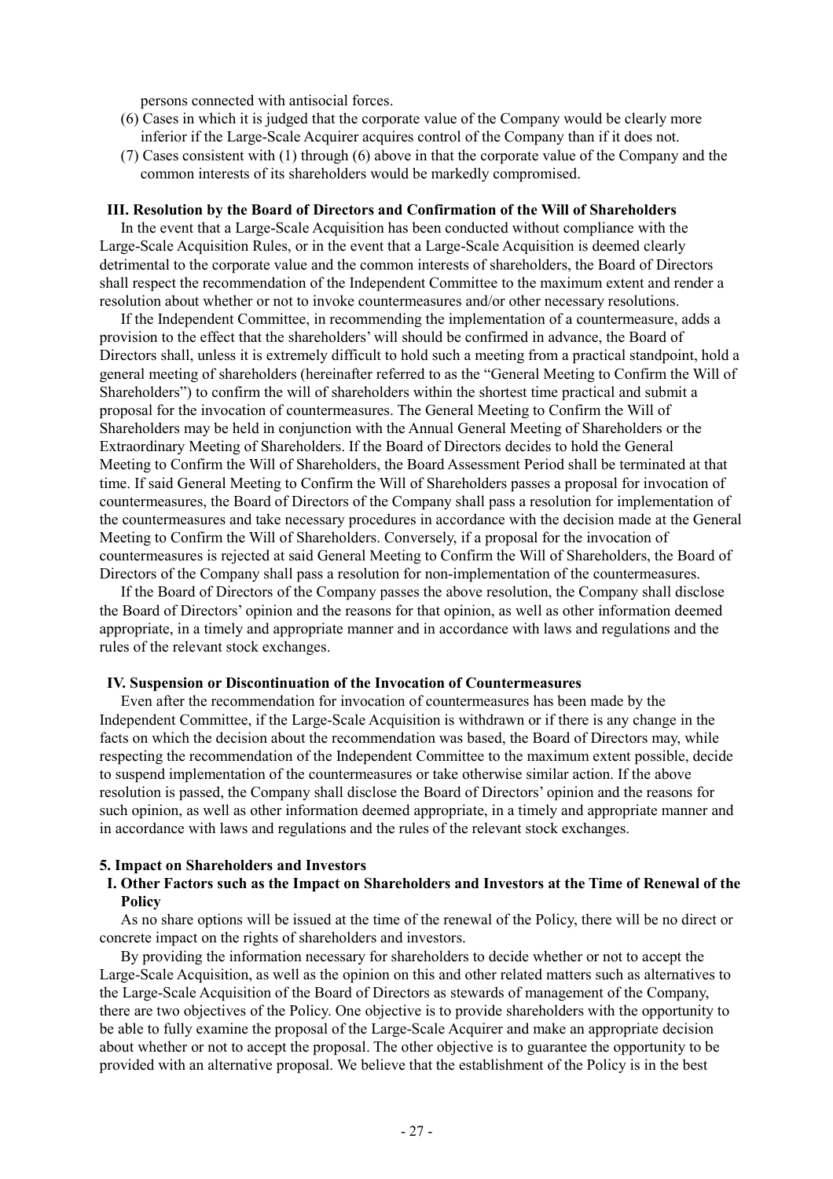persons connected with antisocial forces.

(6) Cases in which it is judged that the corporate value of the Company would be clearly more inferior if the Large-Scale Acquirer acquires control of the Company than if it does not.

(7) Cases consistent with (1) through (6) above in that the corporate value of the Company and the common interests of its shareholders would be markedly compromised.

### III. Resolution by the Board of Directors and Confirmation of the Will of Shareholders

In the event that a Large-Scale Acquisition has been conducted without compliance with the Large-Scale Acquisition Rules, or in the event that a Large-Scale Acquisition is deemed clearly detrimental to the corporate value and the common interests of shareholders, the Board of Directors shall respect the recommendation of the Independent Committee to the maximum extent and render a resolution about whether or not to invoke countermeasures and/or other necessary resolutions.

If the Independent Committee, in recommending the implementation of a countermeasure, adds a provision to the effect that the shareholders' will should be confirmed in advance, the Board of Directors shall, unless it is extremely difficult to hold such a meeting from a practical standpoint, hold a general meeting of shareholders (hereinafter referred to as the "General Meeting to Confirm the Will of Shareholders") to confirm the will of shareholders within the shortest time practical and submit a proposal for the invocation of countermeasures. The General Meeting to Confirm the Will of Shareholders may be held in conjunction with the Annual General Meeting of Shareholders or the Extraordinary Meeting of Shareholders. If the Board of Directors decides to hold the General Meeting to Confirm the Will of Shareholders, the Board Assessment Period shall be terminated at that time. If said General Meeting to Confirm the Will of Shareholders passes a proposal for invocation of countermeasures, the Board of Directors of the Company shall pass a resolution for implementation of the countermeasures and take necessary procedures in accordance with the decision made at the General Meeting to Confirm the Will of Shareholders. Conversely, if a proposal for the invocation of countermeasures is rejected at said General Meeting to Confirm the Will of Shareholders, the Board of Directors of the Company shall pass a resolution for non-implementation of the countermeasures.

If the Board of Directors of the Company passes the above resolution, the Company shall disclose the Board of Directors' opinion and the reasons for that opinion, as well as other information deemed appropriate, in a timely and appropriate manner and in accordance with laws and regulations and the rules of the relevant stock exchanges.

### IV. Suspension or Discontinuation of the Invocation of Countermeasures

Even after the recommendation for invocation of countermeasures has been made by the Independent Committee, if the Large-Scale Acquisition is withdrawn or if there is any change in the facts on which the decision about the recommendation was based, the Board of Directors may, while respecting the recommendation of the Independent Committee to the maximum extent possible, decide to suspend implementation of the countermeasures or take otherwise similar action. If the above resolution is passed, the Company shall disclose the Board of Directors' opinion and the reasons for such opinion, as well as other information deemed appropriate, in a timely and appropriate manner and in accordance with laws and regulations and the rules of the relevant stock exchanges.

## 5. Impact on Shareholders and Investors

### I. Other Factors such as the Impact on Shareholders and Investors at the Time of Renewal of the Policy

As no share options will be issued at the time of the renewal of the Policy, there will be no direct or concrete impact on the rights of shareholders and investors.

By providing the information necessary for shareholders to decide whether or not to accept the Large-Scale Acquisition, as well as the opinion on this and other related matters such as alternatives to the Large-Scale Acquisition of the Board of Directors as stewards of management of the Company, there are two objectives of the Policy. One objective is to provide shareholders with the opportunity to be able to fully examine the proposal of the Large-Scale Acquirer and make an appropriate decision about whether or not to accept the proposal. The other objective is to guarantee the opportunity to be provided with an alternative proposal. We believe that the establishment of the Policy is in the best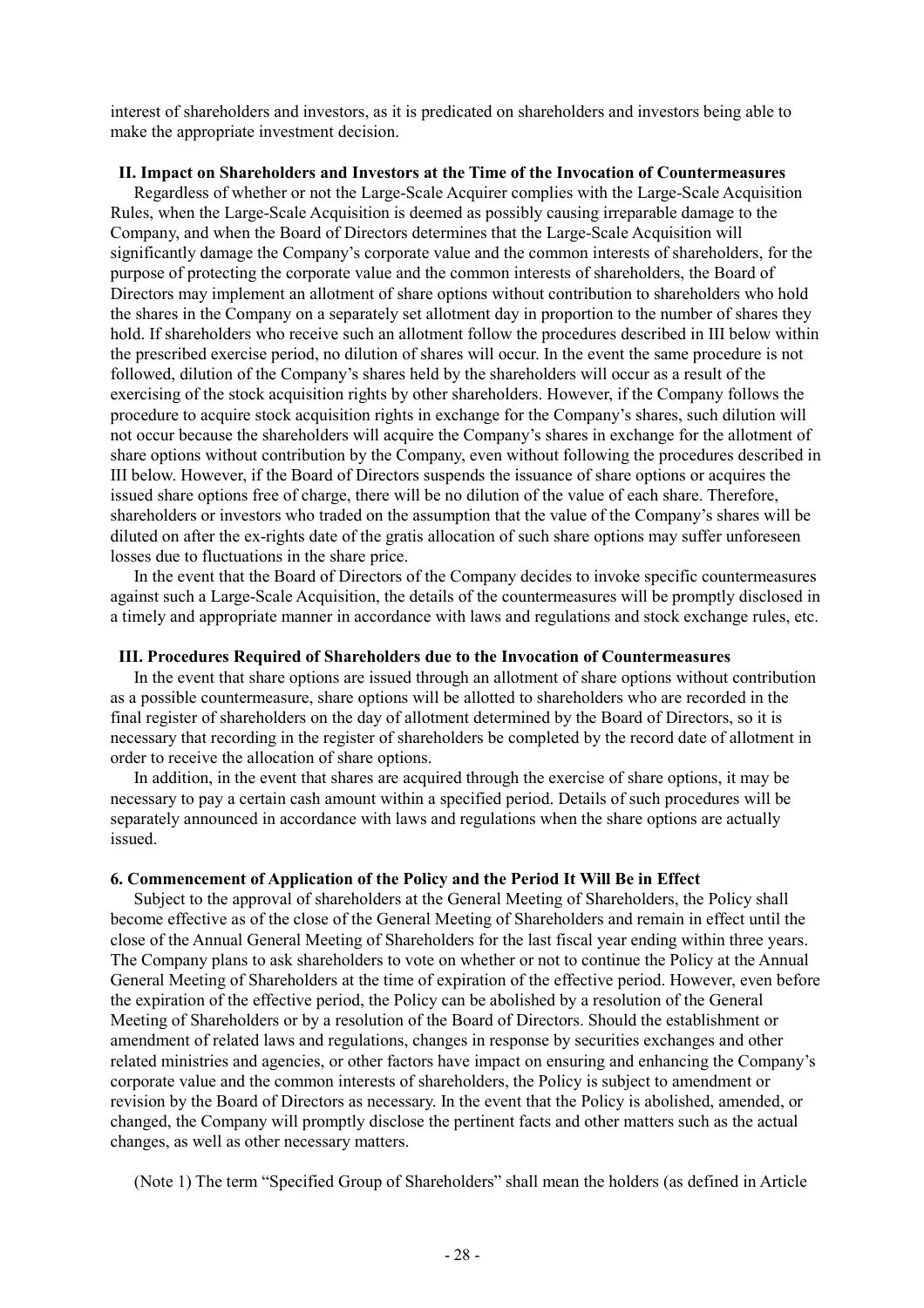interest of shareholders and investors, as it is predicated on shareholders and investors being able to make the appropriate investment decision.

### II. Impact on Shareholders and Investors at the Time of the Invocation of Countermeasures

Regardless of whether or not the Large-Scale Acquirer complies with the Large-Scale Acquisition Rules, when the Large-Scale Acquisition is deemed as possibly causing irreparable damage to the Company, and when the Board of Directors determines that the Large-Scale Acquisition will significantly damage the Company's corporate value and the common interests of shareholders, for the purpose of protecting the corporate value and the common interests of shareholders, the Board of Directors may implement an allotment of share options without contribution to shareholders who hold the shares in the Company on a separately set allotment day in proportion to the number of shares they hold. If shareholders who receive such an allotment follow the procedures described in III below within the prescribed exercise period, no dilution of shares will occur. In the event the same procedure is not followed, dilution of the Company's shares held by the shareholders will occur as a result of the exercising of the stock acquisition rights by other shareholders. However, if the Company follows the procedure to acquire stock acquisition rights in exchange for the Company's shares, such dilution will not occur because the shareholders will acquire the Company's shares in exchange for the allotment of share options without contribution by the Company, even without following the procedures described in III below. However, if the Board of Directors suspends the issuance of share options or acquires the issued share options free of charge, there will be no dilution of the value of each share. Therefore, shareholders or investors who traded on the assumption that the value of the Company's shares will be diluted on after the ex-rights date of the gratis allocation of such share options may suffer unforeseen losses due to fluctuations in the share price.

In the event that the Board of Directors of the Company decides to invoke specific countermeasures against such a Large-Scale Acquisition, the details of the countermeasures will be promptly disclosed in a timely and appropriate manner in accordance with laws and regulations and stock exchange rules, etc.

### III. Procedures Required of Shareholders due to the Invocation of Countermeasures

In the event that share options are issued through an allotment of share options without contribution as a possible countermeasure, share options will be allotted to shareholders who are recorded in the final register of shareholders on the day of allotment determined by the Board of Directors, so it is necessary that recording in the register of shareholders be completed by the record date of allotment in order to receive the allocation of share options.

In addition, in the event that shares are acquired through the exercise of share options, it may be necessary to pay a certain cash amount within a specified period. Details of such procedures will be separately announced in accordance with laws and regulations when the share options are actually issued.

## 6. Commencement of Application of the Policy and the Period It Will Be in Effect

Subject to the approval of shareholders at the General Meeting of Shareholders, the Policy shall become effective as of the close of the General Meeting of Shareholders and remain in effect until the close of the Annual General Meeting of Shareholders for the last fiscal year ending within three years. The Company plans to ask shareholders to vote on whether or not to continue the Policy at the Annual General Meeting of Shareholders at the time of expiration of the effective period. However, even before the expiration of the effective period, the Policy can be abolished by a resolution of the General Meeting of Shareholders or by a resolution of the Board of Directors. Should the establishment or amendment of related laws and regulations, changes in response by securities exchanges and other related ministries and agencies, or other factors have impact on ensuring and enhancing the Company's corporate value and the common interests of shareholders, the Policy is subject to amendment or revision by the Board of Directors as necessary. In the event that the Policy is abolished, amended, or changed, the Company will promptly disclose the pertinent facts and other matters such as the actual changes, as well as other necessary matters.

(Note 1) The term "Specified Group of Shareholders" shall mean the holders (as defined in Article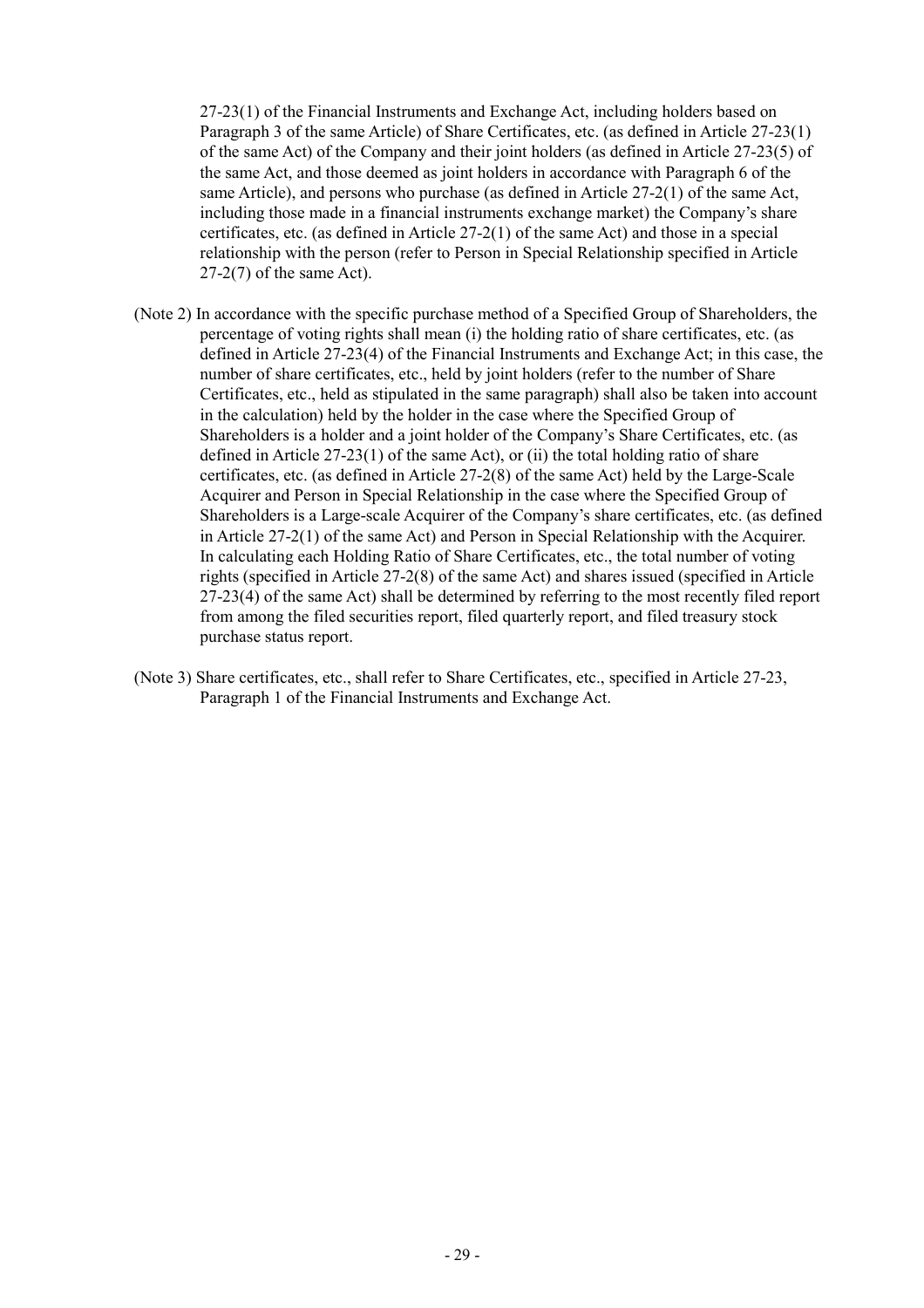27-23(1) of the Financial Instruments and Exchange Act, including holders based on Paragraph 3 of the same Article) of Share Certificates, etc. (as defined in Article 27-23(1) of the same Act) of the Company and their joint holders (as defined in Article 27-23(5) of the same Act, and those deemed as joint holders in accordance with Paragraph 6 of the same Article), and persons who purchase (as defined in Article 27-2(1) of the same Act, including those made in a financial instruments exchange market) the Company's share certificates, etc. (as defined in Article 27-2(1) of the same Act) and those in a special relationship with the person (refer to Person in Special Relationship specified in Article 27-2(7) of the same Act).

(Note 2) In accordance with the specific purchase method of a Specified Group of Shareholders, the percentage of voting rights shall mean (i) the holding ratio of share certificates, etc. (as defined in Article 27-23(4) of the Financial Instruments and Exchange Act; in this case, the number of share certificates, etc., held by joint holders (refer to the number of Share Certificates, etc., held as stipulated in the same paragraph) shall also be taken into account in the calculation) held by the holder in the case where the Specified Group of Shareholders is a holder and a joint holder of the Company's Share Certificates, etc. (as defined in Article 27-23(1) of the same Act), or (ii) the total holding ratio of share certificates, etc. (as defined in Article 27-2(8) of the same Act) held by the Large-Scale Acquirer and Person in Special Relationship in the case where the Specified Group of Shareholders is a Large-scale Acquirer of the Company's share certificates, etc. (as defined in Article 27-2(1) of the same Act) and Person in Special Relationship with the Acquirer. In calculating each Holding Ratio of Share Certificates, etc., the total number of voting rights (specified in Article 27-2(8) of the same Act) and shares issued (specified in Article 27-23(4) of the same Act) shall be determined by referring to the most recently filed report from among the filed securities report, filed quarterly report, and filed treasury stock purchase status report.

(Note 3) Share certificates, etc., shall refer to Share Certificates, etc., specified in Article 27-23, Paragraph 1 of the Financial Instruments and Exchange Act.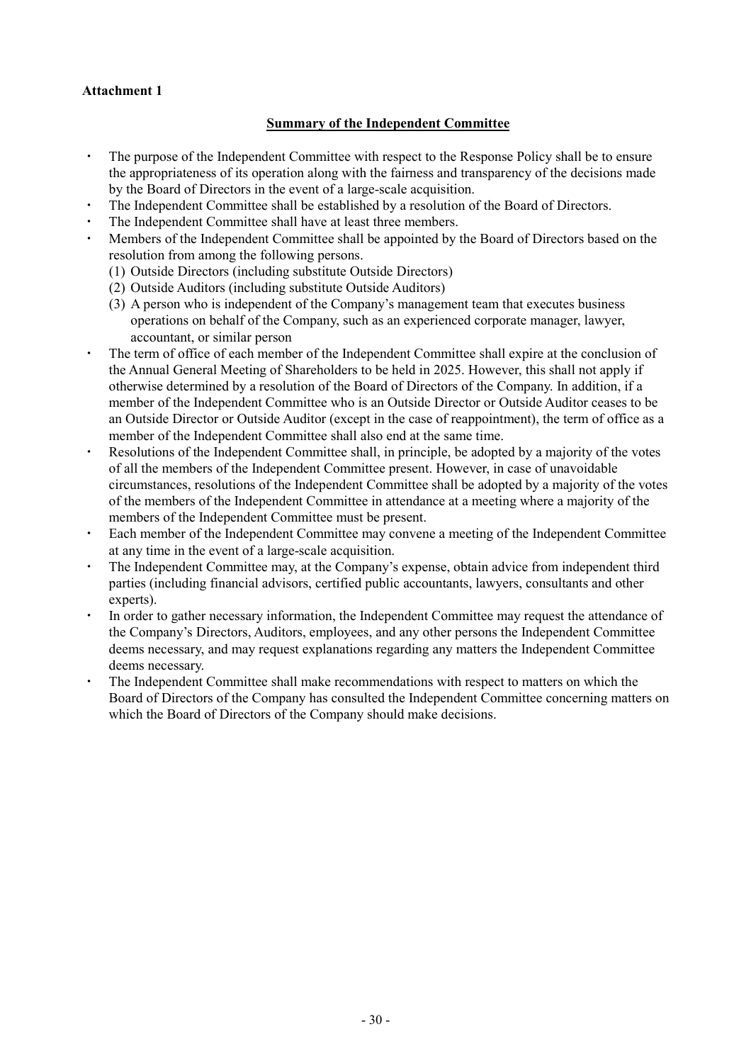**Attachment 1**

**Summary of the Independent Committee**

- The purpose of the Independent Committee with respect to the Response Policy shall be to ensure the appropriateness of its operation along with the fairness and transparency of the decisions made by the Board of Directors in the event of a large-scale acquisition.
- The Independent Committee shall be established by a resolution of the Board of Directors.
- The Independent Committee shall have at least three members.
- Members of the Independent Committee shall be appointed by the Board of Directors based on the resolution from among the following persons.
  (1) Outside Directors (including substitute Outside Directors)
  (2) Outside Auditors (including substitute Outside Auditors)
  (3) A person who is independent of the Company's management team that executes business operations on behalf of the Company, such as an experienced corporate manager, lawyer, accountant, or similar person
- The term of office of each member of the Independent Committee shall expire at the conclusion of the Annual General Meeting of Shareholders to be held in 2025. However, this shall not apply if otherwise determined by a resolution of the Board of Directors of the Company. In addition, if a member of the Independent Committee who is an Outside Director or Outside Auditor ceases to be an Outside Director or Outside Auditor (except in the case of reappointment), the term of office as a member of the Independent Committee shall also end at the same time.
- Resolutions of the Independent Committee shall, in principle, be adopted by a majority of the votes of all the members of the Independent Committee present. However, in case of unavoidable circumstances, resolutions of the Independent Committee shall be adopted by a majority of the votes of the members of the Independent Committee in attendance at a meeting where a majority of the members of the Independent Committee must be present.
- Each member of the Independent Committee may convene a meeting of the Independent Committee at any time in the event of a large-scale acquisition.
- The Independent Committee may, at the Company's expense, obtain advice from independent third parties (including financial advisors, certified public accountants, lawyers, consultants and other experts).
- In order to gather necessary information, the Independent Committee may request the attendance of the Company's Directors, Auditors, employees, and any other persons the Independent Committee deems necessary, and may request explanations regarding any matters the Independent Committee deems necessary.
- The Independent Committee shall make recommendations with respect to matters on which the Board of Directors of the Company has consulted the Independent Committee concerning matters on which the Board of Directors of the Company should make decisions.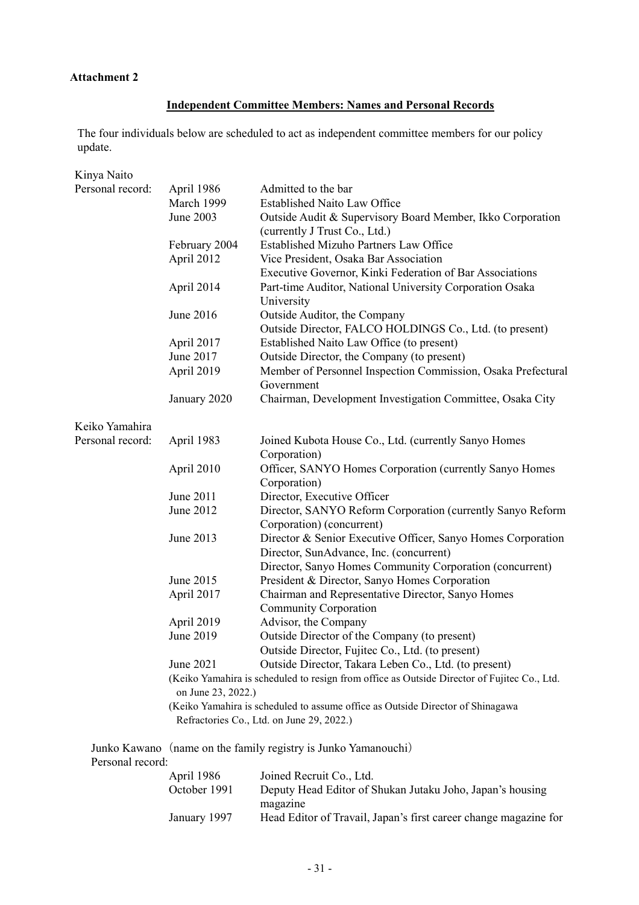**Attachment 2**

## Independent Committee Members: Names and Personal Records

The four individuals below are scheduled to act as independent committee members for our policy update.

Kinya Naito

| Personal record: | | |
|---|---|---|
| | April 1986 | Admitted to the bar |
| | March 1999 | Established Naito Law Office |
| | June 2003 | Outside Audit & Supervisory Board Member, Ikko Corporation (currently J Trust Co., Ltd.) |
| | February 2004 | Established Mizuho Partners Law Office |
| | April 2012 | Vice President, Osaka Bar Association<br>Executive Governor, Kinki Federation of Bar Associations |
| | April 2014 | Part-time Auditor, National University Corporation Osaka University |
| | June 2016 | Outside Auditor, the Company<br>Outside Director, FALCO HOLDINGS Co., Ltd. (to present) |
| | April 2017 | Established Naito Law Office (to present) |
| | June 2017 | Outside Director, the Company (to present) |
| | April 2019 | Member of Personnel Inspection Commission, Osaka Prefectural Government |
| | January 2020 | Chairman, Development Investigation Committee, Osaka City |

Keiko Yamahira

| Personal record: | | |
|---|---|---|
| | April 1983 | Joined Kubota House Co., Ltd. (currently Sanyo Homes Corporation) |
| | April 2010 | Officer, SANYO Homes Corporation (currently Sanyo Homes Corporation) |
| | June 2011 | Director, Executive Officer |
| | June 2012 | Director, SANYO Reform Corporation (currently Sanyo Reform Corporation) (concurrent) |
| | June 2013 | Director & Senior Executive Officer, Sanyo Homes Corporation<br>Director, SunAdvance, Inc. (concurrent)<br>Director, Sanyo Homes Community Corporation (concurrent) |
| | June 2015 | President & Director, Sanyo Homes Corporation |
| | April 2017 | Chairman and Representative Director, Sanyo Homes Community Corporation |
| | April 2019 | Advisor, the Company |
| | June 2019 | Outside Director of the Company (to present)<br>Outside Director, Fujitec Co., Ltd. (to present) |
| | June 2021 | Outside Director, Takara Leben Co., Ltd. (to present) |

(Keiko Yamahira is scheduled to resign from office as Outside Director of Fujitec Co., Ltd. on June 23, 2022.)

(Keiko Yamahira is scheduled to assume office as Outside Director of Shinagawa Refractories Co., Ltd. on June 29, 2022.)

Junko Kawano（name on the family registry is Junko Yamanouchi）

| Personal record: | | |
|---|---|---|
| | April 1986 | Joined Recruit Co., Ltd. |
| | October 1991 | Deputy Head Editor of Shukan Jutaku Joho, Japan's housing magazine |
| | January 1997 | Head Editor of Travail, Japan's first career change magazine for |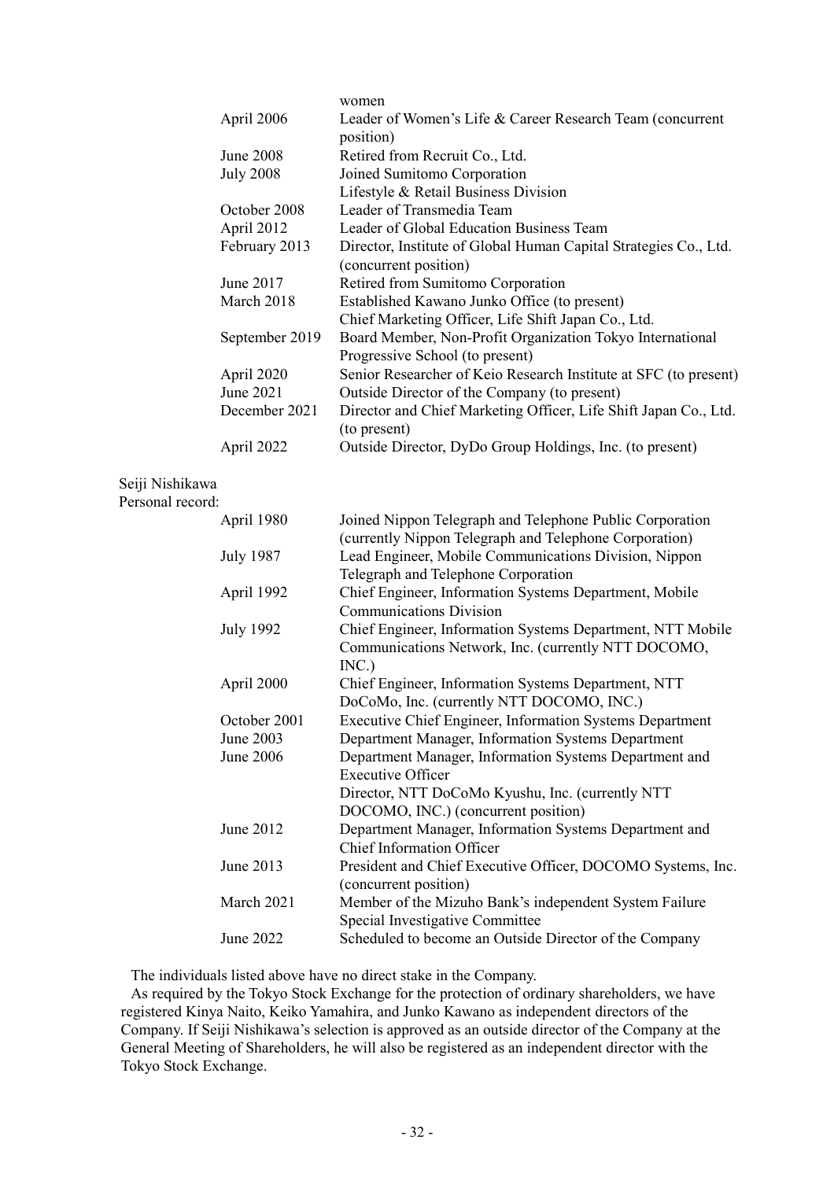| | |
|---|---|
| | women |
| April 2006 | Leader of Women's Life & Career Research Team (concurrent position) |
| June 2008 | Retired from Recruit Co., Ltd. |
| July 2008 | Joined Sumitomo Corporation |
| | Lifestyle & Retail Business Division |
| October 2008 | Leader of Transmedia Team |
| April 2012 | Leader of Global Education Business Team |
| February 2013 | Director, Institute of Global Human Capital Strategies Co., Ltd. (concurrent position) |
| June 2017 | Retired from Sumitomo Corporation |
| March 2018 | Established Kawano Junko Office (to present) |
| | Chief Marketing Officer, Life Shift Japan Co., Ltd. |
| September 2019 | Board Member, Non-Profit Organization Tokyo International Progressive School (to present) |
| April 2020 | Senior Researcher of Keio Research Institute at SFC (to present) |
| June 2021 | Outside Director of the Company (to present) |
| December 2021 | Director and Chief Marketing Officer, Life Shift Japan Co., Ltd. (to present) |
| April 2022 | Outside Director, DyDo Group Holdings, Inc. (to present) |

Seiji Nishikawa

Personal record:

| | |
|---|---|
| April 1980 | Joined Nippon Telegraph and Telephone Public Corporation (currently Nippon Telegraph and Telephone Corporation) |
| July 1987 | Lead Engineer, Mobile Communications Division, Nippon Telegraph and Telephone Corporation |
| April 1992 | Chief Engineer, Information Systems Department, Mobile Communications Division |
| July 1992 | Chief Engineer, Information Systems Department, NTT Mobile Communications Network, Inc. (currently NTT DOCOMO, INC.) |
| April 2000 | Chief Engineer, Information Systems Department, NTT DoCoMo, Inc. (currently NTT DOCOMO, INC.) |
| October 2001 | Executive Chief Engineer, Information Systems Department |
| June 2003 | Department Manager, Information Systems Department |
| June 2006 | Department Manager, Information Systems Department and Executive Officer |
| | Director, NTT DoCoMo Kyushu, Inc. (currently NTT DOCOMO, INC.) (concurrent position) |
| June 2012 | Department Manager, Information Systems Department and Chief Information Officer |
| June 2013 | President and Chief Executive Officer, DOCOMO Systems, Inc. (concurrent position) |
| March 2021 | Member of the Mizuho Bank's independent System Failure Special Investigative Committee |
| June 2022 | Scheduled to become an Outside Director of the Company |

The individuals listed above have no direct stake in the Company.

As required by the Tokyo Stock Exchange for the protection of ordinary shareholders, we have registered Kinya Naito, Keiko Yamahira, and Junko Kawano as independent directors of the Company. If Seiji Nishikawa's selection is approved as an outside director of the Company at the General Meeting of Shareholders, he will also be registered as an independent director with the Tokyo Stock Exchange.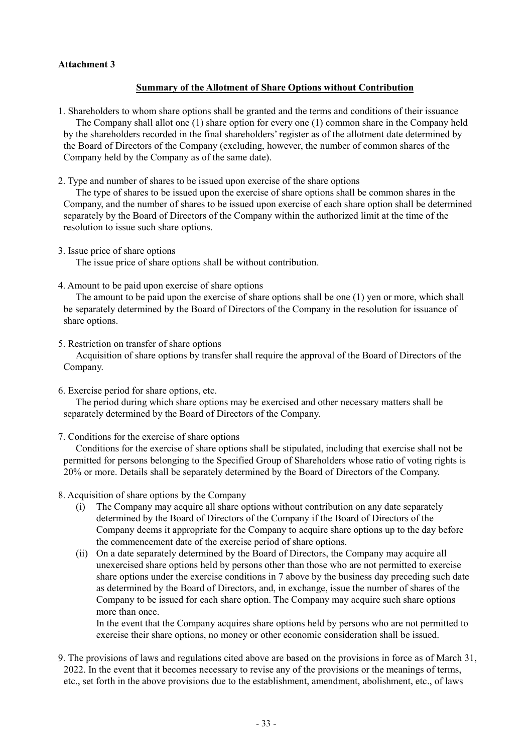**Attachment 3**

**Summary of the Allotment of Share Options without Contribution**

1. Shareholders to whom share options shall be granted and the terms and conditions of their issuance

   The Company shall allot one (1) share option for every one (1) common share in the Company held by the shareholders recorded in the final shareholders' register as of the allotment date determined by the Board of Directors of the Company (excluding, however, the number of common shares of the Company held by the Company as of the same date).

2. Type and number of shares to be issued upon exercise of the share options

   The type of shares to be issued upon the exercise of share options shall be common shares in the Company, and the number of shares to be issued upon exercise of each share option shall be determined separately by the Board of Directors of the Company within the authorized limit at the time of the resolution to issue such share options.

3. Issue price of share options

   The issue price of share options shall be without contribution.

4. Amount to be paid upon exercise of share options

   The amount to be paid upon the exercise of share options shall be one (1) yen or more, which shall be separately determined by the Board of Directors of the Company in the resolution for issuance of share options.

5. Restriction on transfer of share options

   Acquisition of share options by transfer shall require the approval of the Board of Directors of the Company.

6. Exercise period for share options, etc.

   The period during which share options may be exercised and other necessary matters shall be separately determined by the Board of Directors of the Company.

7. Conditions for the exercise of share options

   Conditions for the exercise of share options shall be stipulated, including that exercise shall not be permitted for persons belonging to the Specified Group of Shareholders whose ratio of voting rights is 20% or more. Details shall be separately determined by the Board of Directors of the Company.

8. Acquisition of share options by the Company

   (i) The Company may acquire all share options without contribution on any date separately determined by the Board of Directors of the Company if the Board of Directors of the Company deems it appropriate for the Company to acquire share options up to the day before the commencement date of the exercise period of share options.

   (ii) On a date separately determined by the Board of Directors, the Company may acquire all unexercised share options held by persons other than those who are not permitted to exercise share options under the exercise conditions in 7 above by the business day preceding such date as determined by the Board of Directors, and, in exchange, issue the number of shares of the Company to be issued for each share option. The Company may acquire such share options more than once.

   In the event that the Company acquires share options held by persons who are not permitted to exercise their share options, no money or other economic consideration shall be issued.

9. The provisions of laws and regulations cited above are based on the provisions in force as of March 31, 2022. In the event that it becomes necessary to revise any of the provisions or the meanings of terms, etc., set forth in the above provisions due to the establishment, amendment, abolishment, etc., of laws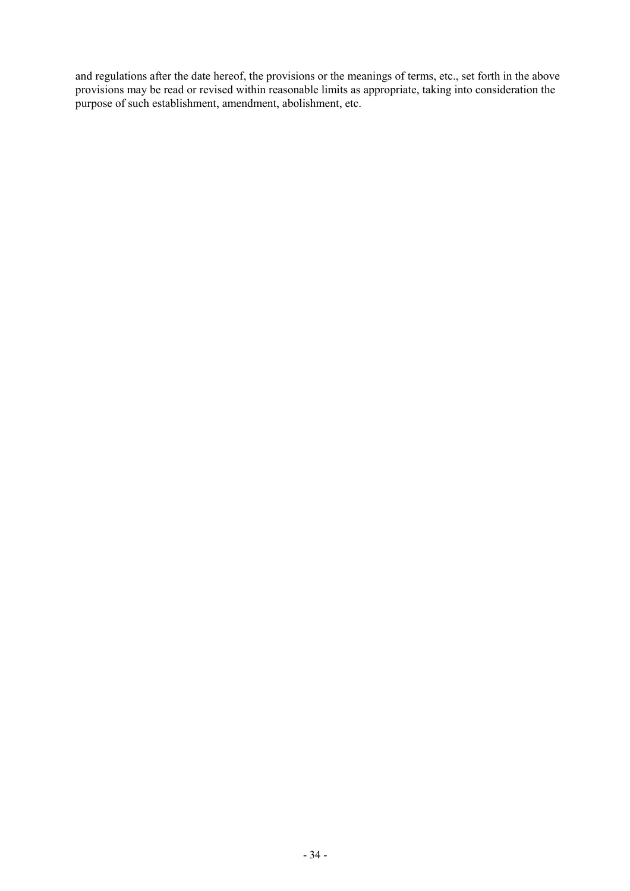and regulations after the date hereof, the provisions or the meanings of terms, etc., set forth in the above provisions may be read or revised within reasonable limits as appropriate, taking into consideration the purpose of such establishment, amendment, abolishment, etc.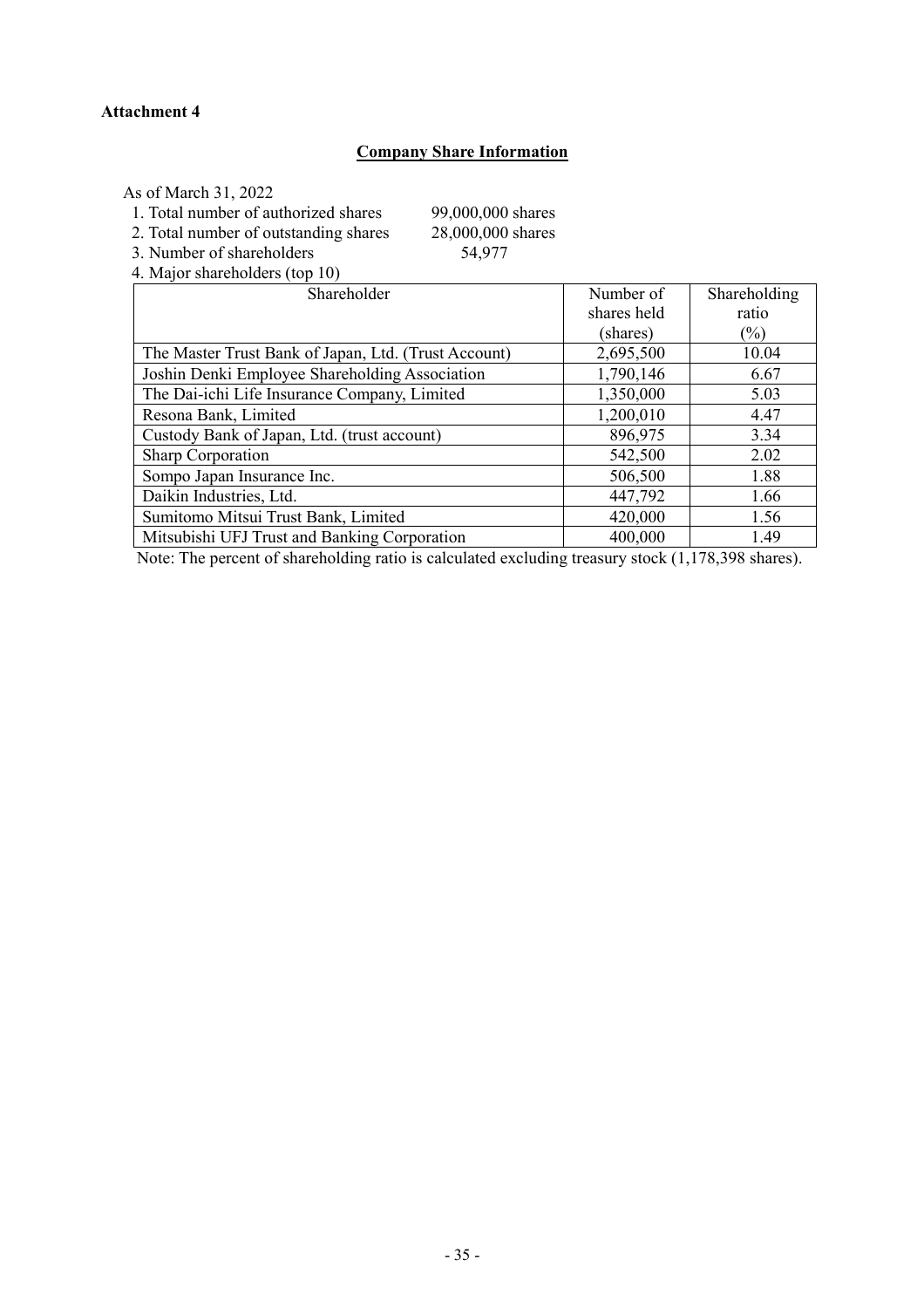**Attachment 4**

## Company Share Information

As of March 31, 2022

1. Total number of authorized shares 99,000,000 shares
2. Total number of outstanding shares 28,000,000 shares
3. Number of shareholders 54,977
4. Major shareholders (top 10)

| Shareholder | Number of shares held (shares) | Shareholding ratio (%) |
|---|---|---|
| The Master Trust Bank of Japan, Ltd. (Trust Account) | 2,695,500 | 10.04 |
| Joshin Denki Employee Shareholding Association | 1,790,146 | 6.67 |
| The Dai-ichi Life Insurance Company, Limited | 1,350,000 | 5.03 |
| Resona Bank, Limited | 1,200,010 | 4.47 |
| Custody Bank of Japan, Ltd. (trust account) | 896,975 | 3.34 |
| Sharp Corporation | 542,500 | 2.02 |
| Sompo Japan Insurance Inc. | 506,500 | 1.88 |
| Daikin Industries, Ltd. | 447,792 | 1.66 |
| Sumitomo Mitsui Trust Bank, Limited | 420,000 | 1.56 |
| Mitsubishi UFJ Trust and Banking Corporation | 400,000 | 1.49 |

Note: The percent of shareholding ratio is calculated excluding treasury stock (1,178,398 shares).